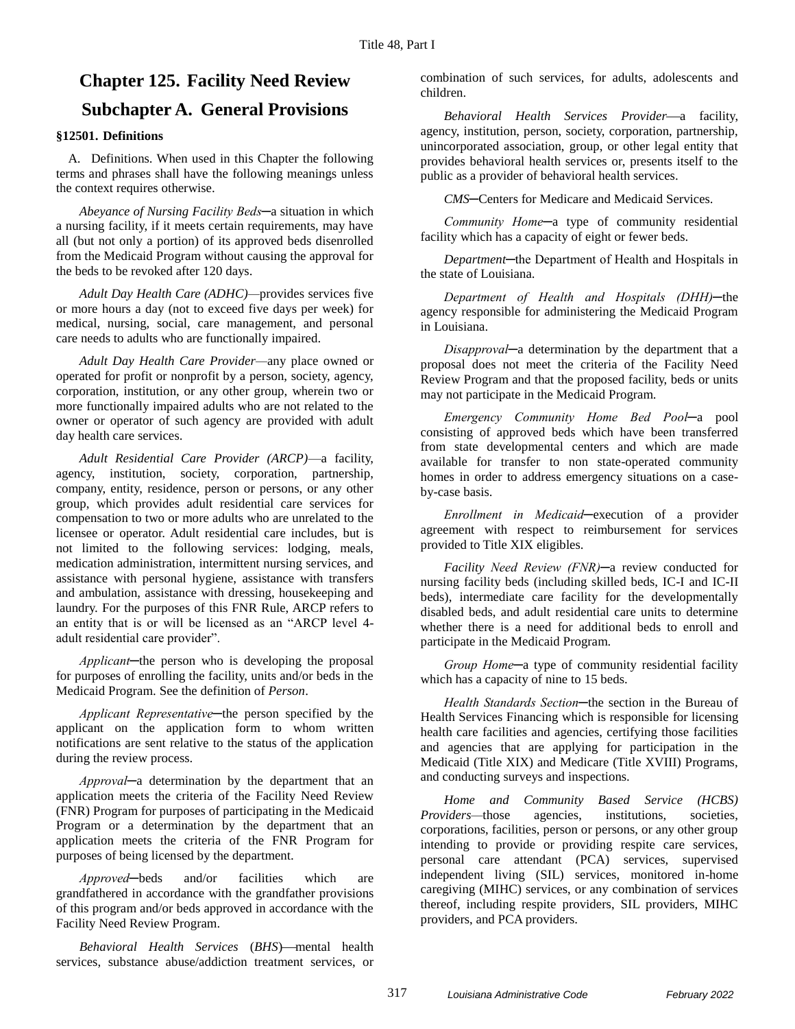# Chapter 125. Facility Need Review

## Subchapter A. General Provisions

### §12501. Definitions

A. Definitions. When used in this Chapter the following terms and phrases shall have the following meanings unless the context requires otherwise.

*Abeyance of Nursing Facility Beds*─a situation in which a nursing facility, if it meets certain requirements, may have all (but not only a portion) of its approved beds disenrolled from the Medicaid Program without causing the approval for the beds to be revoked after 120 days.

*Adult Day Health Care (ADHC)*—provides services five or more hours a day (not to exceed five days per week) for medical, nursing, social, care management, and personal care needs to adults who are functionally impaired.

*Adult Day Health Care Provider*—any place owned or operated for profit or nonprofit by a person, society, agency, corporation, institution, or any other group, wherein two or more functionally impaired adults who are not related to the owner or operator of such agency are provided with adult day health care services.

*Adult Residential Care Provider (ARCP)*—a facility, agency, institution, society, corporation, partnership, company, entity, residence, person or persons, or any other group, which provides adult residential care services for compensation to two or more adults who are unrelated to the licensee or operator. Adult residential care includes, but is not limited to the following services: lodging, meals, medication administration, intermittent nursing services, and assistance with personal hygiene, assistance with transfers and ambulation, assistance with dressing, housekeeping and laundry. For the purposes of this FNR Rule, ARCP refers to an entity that is or will be licensed as an "ARCP level 4-adult residential care provider".

*Applicant*─the person who is developing the proposal for purposes of enrolling the facility, units and/or beds in the Medicaid Program. See the definition of *Person*.

*Applicant Representative*─the person specified by the applicant on the application form to whom written notifications are sent relative to the status of the application during the review process.

*Approval*─a determination by the department that an application meets the criteria of the Facility Need Review (FNR) Program for purposes of participating in the Medicaid Program or a determination by the department that an application meets the criteria of the FNR Program for purposes of being licensed by the department.

*Approved*─beds and/or facilities which are grandfathered in accordance with the grandfather provisions of this program and/or beds approved in accordance with the Facility Need Review Program.

*Behavioral Health Services* (*BHS*)—mental health services, substance abuse/addiction treatment services, or combination of such services, for adults, adolescents and children.

*Behavioral Health Services Provider*—a facility, agency, institution, person, society, corporation, partnership, unincorporated association, group, or other legal entity that provides behavioral health services or, presents itself to the public as a provider of behavioral health services.

*CMS*─Centers for Medicare and Medicaid Services.

*Community Home*─a type of community residential facility which has a capacity of eight or fewer beds.

*Department*─the Department of Health and Hospitals in the state of Louisiana.

*Department of Health and Hospitals (DHH)*─the agency responsible for administering the Medicaid Program in Louisiana.

*Disapproval*─a determination by the department that a proposal does not meet the criteria of the Facility Need Review Program and that the proposed facility, beds or units may not participate in the Medicaid Program.

*Emergency Community Home Bed Pool*─a pool consisting of approved beds which have been transferred from state developmental centers and which are made available for transfer to non state-operated community homes in order to address emergency situations on a case-by-case basis.

*Enrollment in Medicaid*─execution of a provider agreement with respect to reimbursement for services provided to Title XIX eligibles.

*Facility Need Review (FNR)*─a review conducted for nursing facility beds (including skilled beds, IC-I and IC-II beds), intermediate care facility for the developmentally disabled beds, and adult residential care units to determine whether there is a need for additional beds to enroll and participate in the Medicaid Program.

*Group Home*─a type of community residential facility which has a capacity of nine to 15 beds.

*Health Standards Section*─the section in the Bureau of Health Services Financing which is responsible for licensing health care facilities and agencies, certifying those facilities and agencies that are applying for participation in the Medicaid (Title XIX) and Medicare (Title XVIII) Programs, and conducting surveys and inspections.

*Home and Community Based Service (HCBS) Providers*—those agencies, institutions, societies, corporations, facilities, person or persons, or any other group intending to provide or providing respite care services, personal care attendant (PCA) services, supervised independent living (SIL) services, monitored in-home caregiving (MIHC) services, or any combination of services thereof, including respite providers, SIL providers, MIHC providers, and PCA providers.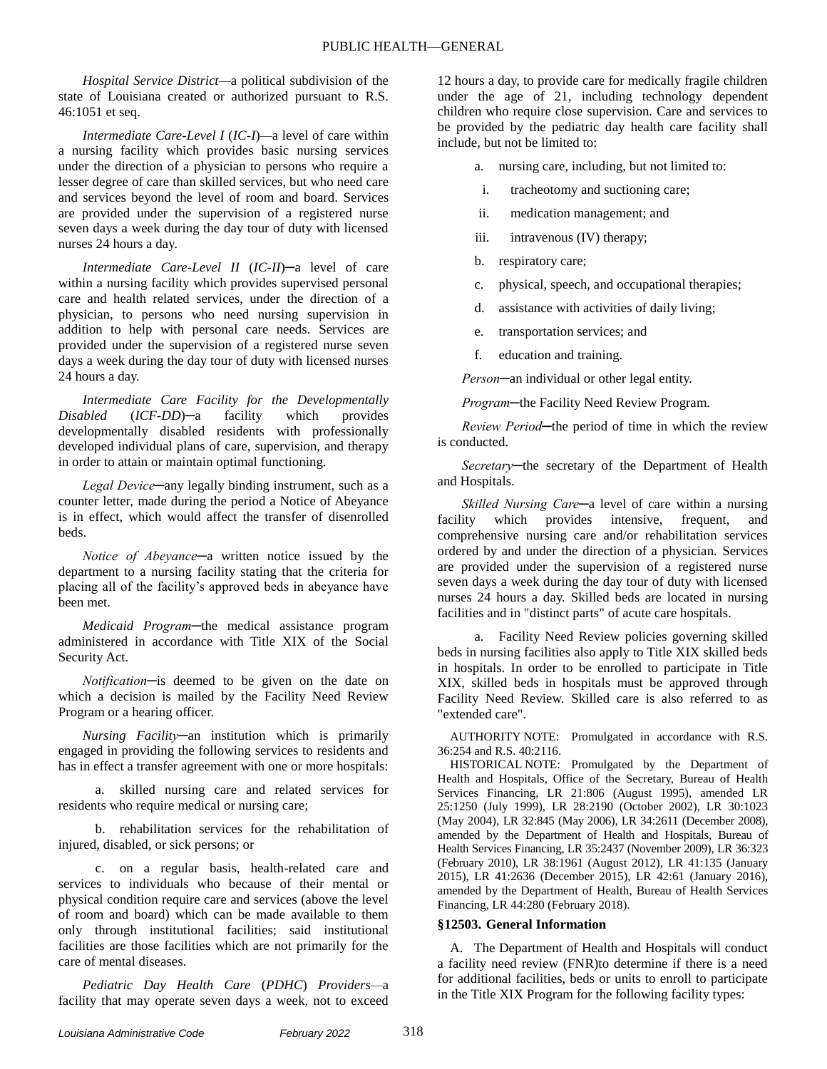*Hospital Service District*—a political subdivision of the state of Louisiana created or authorized pursuant to R.S. 46:1051 et seq.

*Intermediate Care-Level I* (*IC-I*)—a level of care within a nursing facility which provides basic nursing services under the direction of a physician to persons who require a lesser degree of care than skilled services, but who need care and services beyond the level of room and board. Services are provided under the supervision of a registered nurse seven days a week during the day tour of duty with licensed nurses 24 hours a day.

*Intermediate Care-Level II* (*IC-II*)─a level of care within a nursing facility which provides supervised personal care and health related services, under the direction of a physician, to persons who need nursing supervision in addition to help with personal care needs. Services are provided under the supervision of a registered nurse seven days a week during the day tour of duty with licensed nurses 24 hours a day.

*Intermediate Care Facility for the Developmentally Disabled* (*ICF-DD*)─a facility which provides developmentally disabled residents with professionally developed individual plans of care, supervision, and therapy in order to attain or maintain optimal functioning.

*Legal Device*─any legally binding instrument, such as a counter letter, made during the period a Notice of Abeyance is in effect, which would affect the transfer of disenrolled beds.

*Notice of Abeyance*─a written notice issued by the department to a nursing facility stating that the criteria for placing all of the facility's approved beds in abeyance have been met.

*Medicaid Program*─the medical assistance program administered in accordance with Title XIX of the Social Security Act.

*Notification*─is deemed to be given on the date on which a decision is mailed by the Facility Need Review Program or a hearing officer.

*Nursing Facility*─an institution which is primarily engaged in providing the following services to residents and has in effect a transfer agreement with one or more hospitals:

a. skilled nursing care and related services for residents who require medical or nursing care;

b. rehabilitation services for the rehabilitation of injured, disabled, or sick persons; or

c. on a regular basis, health-related care and services to individuals who because of their mental or physical condition require care and services (above the level of room and board) which can be made available to them only through institutional facilities; said institutional facilities are those facilities which are not primarily for the care of mental diseases.

*Pediatric Day Health Care* (*PDHC*) *Providers*—a facility that may operate seven days a week, not to exceed 12 hours a day, to provide care for medically fragile children under the age of 21, including technology dependent children who require close supervision. Care and services to be provided by the pediatric day health care facility shall include, but not be limited to:

a. nursing care, including, but not limited to:

i. tracheotomy and suctioning care;

ii. medication management; and

iii. intravenous (IV) therapy;

b. respiratory care;

c. physical, speech, and occupational therapies;

d. assistance with activities of daily living;

e. transportation services; and

f. education and training.

*Person*─an individual or other legal entity.

*Program*─the Facility Need Review Program.

*Review Period*─the period of time in which the review is conducted.

*Secretary*─the secretary of the Department of Health and Hospitals.

*Skilled Nursing Care*─a level of care within a nursing facility which provides intensive, frequent, and comprehensive nursing care and/or rehabilitation services ordered by and under the direction of a physician. Services are provided under the supervision of a registered nurse seven days a week during the day tour of duty with licensed nurses 24 hours a day. Skilled beds are located in nursing facilities and in "distinct parts" of acute care hospitals.

a. Facility Need Review policies governing skilled beds in nursing facilities also apply to Title XIX skilled beds in hospitals. In order to be enrolled to participate in Title XIX, skilled beds in hospitals must be approved through Facility Need Review. Skilled care is also referred to as "extended care".

AUTHORITY NOTE: Promulgated in accordance with R.S. 36:254 and R.S. 40:2116.

HISTORICAL NOTE: Promulgated by the Department of Health and Hospitals, Office of the Secretary, Bureau of Health Services Financing, LR 21:806 (August 1995), amended LR 25:1250 (July 1999), LR 28:2190 (October 2002), LR 30:1023 (May 2004), LR 32:845 (May 2006), LR 34:2611 (December 2008), amended by the Department of Health and Hospitals, Bureau of Health Services Financing, LR 35:2437 (November 2009), LR 36:323 (February 2010), LR 38:1961 (August 2012), LR 41:135 (January 2015), LR 41:2636 (December 2015), LR 42:61 (January 2016), amended by the Department of Health, Bureau of Health Services Financing, LR 44:280 (February 2018).

### §12503. General Information

A. The Department of Health and Hospitals will conduct a facility need review (FNR)to determine if there is a need for additional facilities, beds or units to enroll to participate in the Title XIX Program for the following facility types: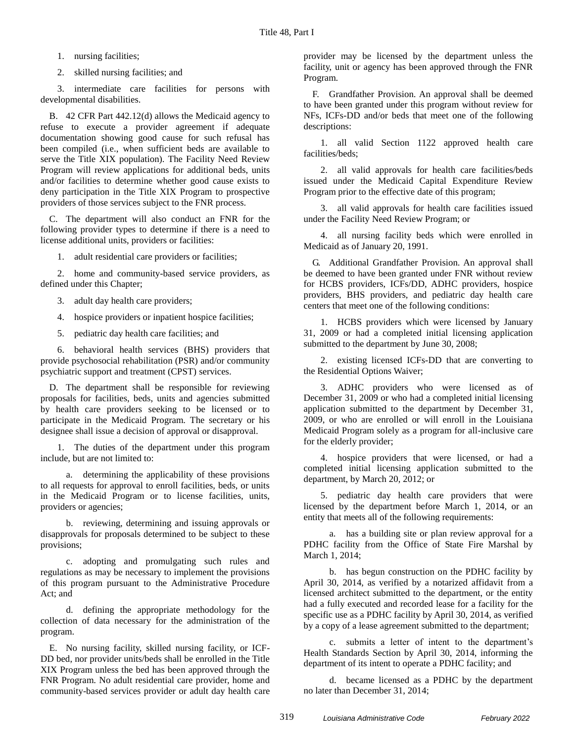1. nursing facilities;

2. skilled nursing facilities; and

3. intermediate care facilities for persons with developmental disabilities.

B. 42 CFR Part 442.12(d) allows the Medicaid agency to refuse to execute a provider agreement if adequate documentation showing good cause for such refusal has been compiled (i.e., when sufficient beds are available to serve the Title XIX population). The Facility Need Review Program will review applications for additional beds, units and/or facilities to determine whether good cause exists to deny participation in the Title XIX Program to prospective providers of those services subject to the FNR process.

C. The department will also conduct an FNR for the following provider types to determine if there is a need to license additional units, providers or facilities:

1. adult residential care providers or facilities;

2. home and community-based service providers, as defined under this Chapter;

3. adult day health care providers;

4. hospice providers or inpatient hospice facilities;

5. pediatric day health care facilities; and

6. behavioral health services (BHS) providers that provide psychosocial rehabilitation (PSR) and/or community psychiatric support and treatment (CPST) services.

D. The department shall be responsible for reviewing proposals for facilities, beds, units and agencies submitted by health care providers seeking to be licensed or to participate in the Medicaid Program. The secretary or his designee shall issue a decision of approval or disapproval.

1. The duties of the department under this program include, but are not limited to:

a. determining the applicability of these provisions to all requests for approval to enroll facilities, beds, or units in the Medicaid Program or to license facilities, units, providers or agencies;

b. reviewing, determining and issuing approvals or disapprovals for proposals determined to be subject to these provisions;

c. adopting and promulgating such rules and regulations as may be necessary to implement the provisions of this program pursuant to the Administrative Procedure Act; and

d. defining the appropriate methodology for the collection of data necessary for the administration of the program.

E. No nursing facility, skilled nursing facility, or ICF-DD bed, nor provider units/beds shall be enrolled in the Title XIX Program unless the bed has been approved through the FNR Program. No adult residential care provider, home and community-based services provider or adult day health care provider may be licensed by the department unless the facility, unit or agency has been approved through the FNR Program.

F. Grandfather Provision. An approval shall be deemed to have been granted under this program without review for NFs, ICFs-DD and/or beds that meet one of the following descriptions:

1. all valid Section 1122 approved health care facilities/beds;

2. all valid approvals for health care facilities/beds issued under the Medicaid Capital Expenditure Review Program prior to the effective date of this program;

3. all valid approvals for health care facilities issued under the Facility Need Review Program; or

4. all nursing facility beds which were enrolled in Medicaid as of January 20, 1991.

G. Additional Grandfather Provision. An approval shall be deemed to have been granted under FNR without review for HCBS providers, ICFs/DD, ADHC providers, hospice providers, BHS providers, and pediatric day health care centers that meet one of the following conditions:

1. HCBS providers which were licensed by January 31, 2009 or had a completed initial licensing application submitted to the department by June 30, 2008;

2. existing licensed ICFs-DD that are converting to the Residential Options Waiver;

3. ADHC providers who were licensed as of December 31, 2009 or who had a completed initial licensing application submitted to the department by December 31, 2009, or who are enrolled or will enroll in the Louisiana Medicaid Program solely as a program for all-inclusive care for the elderly provider;

4. hospice providers that were licensed, or had a completed initial licensing application submitted to the department, by March 20, 2012; or

5. pediatric day health care providers that were licensed by the department before March 1, 2014, or an entity that meets all of the following requirements:

a. has a building site or plan review approval for a PDHC facility from the Office of State Fire Marshal by March 1, 2014;

b. has begun construction on the PDHC facility by April 30, 2014, as verified by a notarized affidavit from a licensed architect submitted to the department, or the entity had a fully executed and recorded lease for a facility for the specific use as a PDHC facility by April 30, 2014, as verified by a copy of a lease agreement submitted to the department;

c. submits a letter of intent to the department's Health Standards Section by April 30, 2014, informing the department of its intent to operate a PDHC facility; and

d. became licensed as a PDHC by the department no later than December 31, 2014;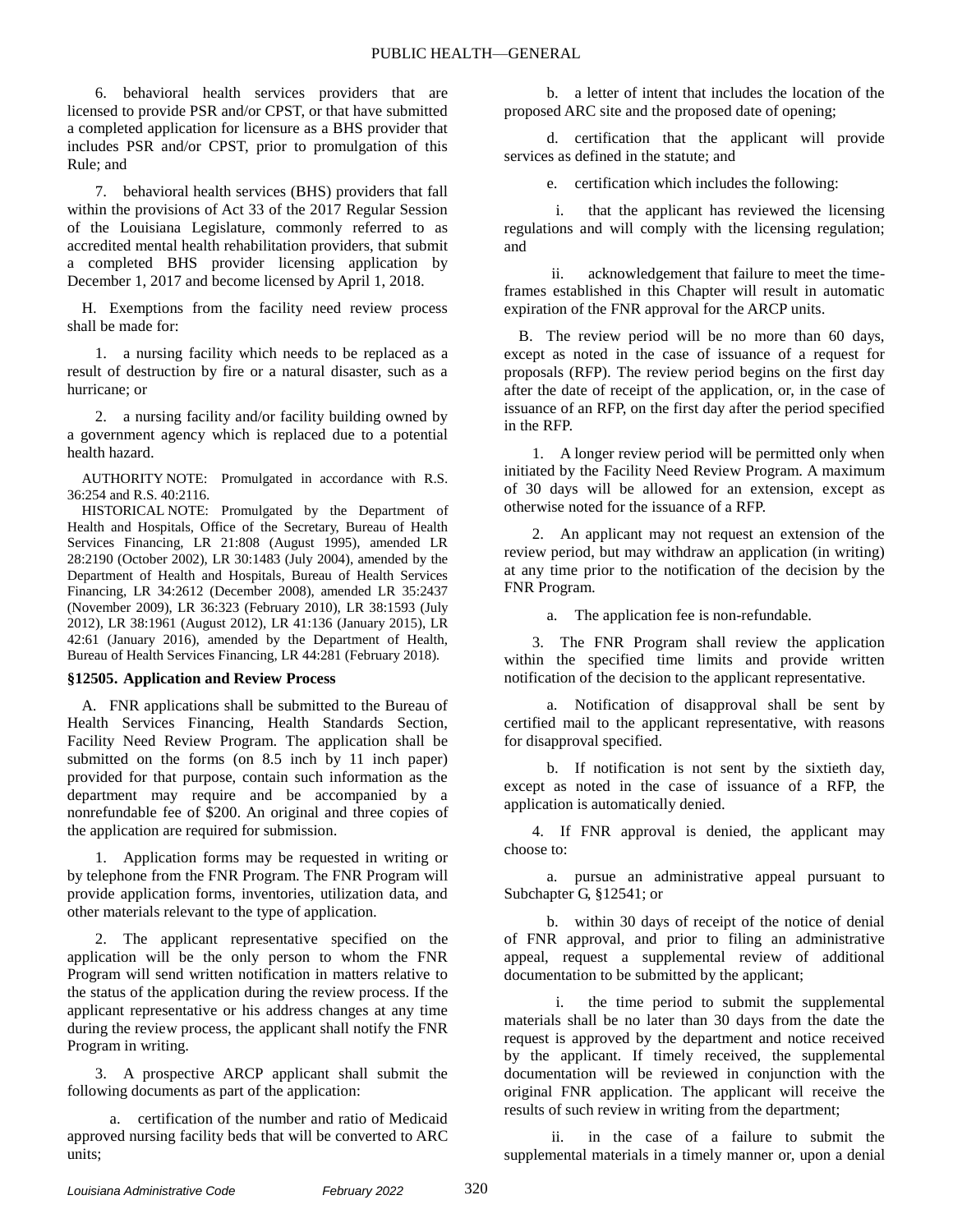6. behavioral health services providers that are licensed to provide PSR and/or CPST, or that have submitted a completed application for licensure as a BHS provider that includes PSR and/or CPST, prior to promulgation of this Rule; and

7. behavioral health services (BHS) providers that fall within the provisions of Act 33 of the 2017 Regular Session of the Louisiana Legislature, commonly referred to as accredited mental health rehabilitation providers, that submit a completed BHS provider licensing application by December 1, 2017 and become licensed by April 1, 2018.

H. Exemptions from the facility need review process shall be made for:

1. a nursing facility which needs to be replaced as a result of destruction by fire or a natural disaster, such as a hurricane; or

2. a nursing facility and/or facility building owned by a government agency which is replaced due to a potential health hazard.

AUTHORITY NOTE: Promulgated in accordance with R.S. 36:254 and R.S. 40:2116.

HISTORICAL NOTE: Promulgated by the Department of Health and Hospitals, Office of the Secretary, Bureau of Health Services Financing, LR 21:808 (August 1995), amended LR 28:2190 (October 2002), LR 30:1483 (July 2004), amended by the Department of Health and Hospitals, Bureau of Health Services Financing, LR 34:2612 (December 2008), amended LR 35:2437 (November 2009), LR 36:323 (February 2010), LR 38:1593 (July 2012), LR 38:1961 (August 2012), LR 41:136 (January 2015), LR 42:61 (January 2016), amended by the Department of Health, Bureau of Health Services Financing, LR 44:281 (February 2018).

### §12505. Application and Review Process

A. FNR applications shall be submitted to the Bureau of Health Services Financing, Health Standards Section, Facility Need Review Program. The application shall be submitted on the forms (on 8.5 inch by 11 inch paper) provided for that purpose, contain such information as the department may require and be accompanied by a nonrefundable fee of $200. An original and three copies of the application are required for submission.

1. Application forms may be requested in writing or by telephone from the FNR Program. The FNR Program will provide application forms, inventories, utilization data, and other materials relevant to the type of application.

2. The applicant representative specified on the application will be the only person to whom the FNR Program will send written notification in matters relative to the status of the application during the review process. If the applicant representative or his address changes at any time during the review process, the applicant shall notify the FNR Program in writing.

3. A prospective ARCP applicant shall submit the following documents as part of the application:

a. certification of the number and ratio of Medicaid approved nursing facility beds that will be converted to ARC units;

b. a letter of intent that includes the location of the proposed ARC site and the proposed date of opening;

d. certification that the applicant will provide services as defined in the statute; and

e. certification which includes the following:

i. that the applicant has reviewed the licensing regulations and will comply with the licensing regulation; and

ii. acknowledgement that failure to meet the time-frames established in this Chapter will result in automatic expiration of the FNR approval for the ARCP units.

B. The review period will be no more than 60 days, except as noted in the case of issuance of a request for proposals (RFP). The review period begins on the first day after the date of receipt of the application, or, in the case of issuance of an RFP, on the first day after the period specified in the RFP.

1. A longer review period will be permitted only when initiated by the Facility Need Review Program. A maximum of 30 days will be allowed for an extension, except as otherwise noted for the issuance of a RFP.

2. An applicant may not request an extension of the review period, but may withdraw an application (in writing) at any time prior to the notification of the decision by the FNR Program.

a. The application fee is non-refundable.

3. The FNR Program shall review the application within the specified time limits and provide written notification of the decision to the applicant representative.

a. Notification of disapproval shall be sent by certified mail to the applicant representative, with reasons for disapproval specified.

b. If notification is not sent by the sixtieth day, except as noted in the case of issuance of a RFP, the application is automatically denied.

4. If FNR approval is denied, the applicant may choose to:

a. pursue an administrative appeal pursuant to Subchapter G, §12541; or

b. within 30 days of receipt of the notice of denial of FNR approval, and prior to filing an administrative appeal, request a supplemental review of additional documentation to be submitted by the applicant;

i. the time period to submit the supplemental materials shall be no later than 30 days from the date the request is approved by the department and notice received by the applicant. If timely received, the supplemental documentation will be reviewed in conjunction with the original FNR application. The applicant will receive the results of such review in writing from the department;

ii. in the case of a failure to submit the supplemental materials in a timely manner or, upon a denial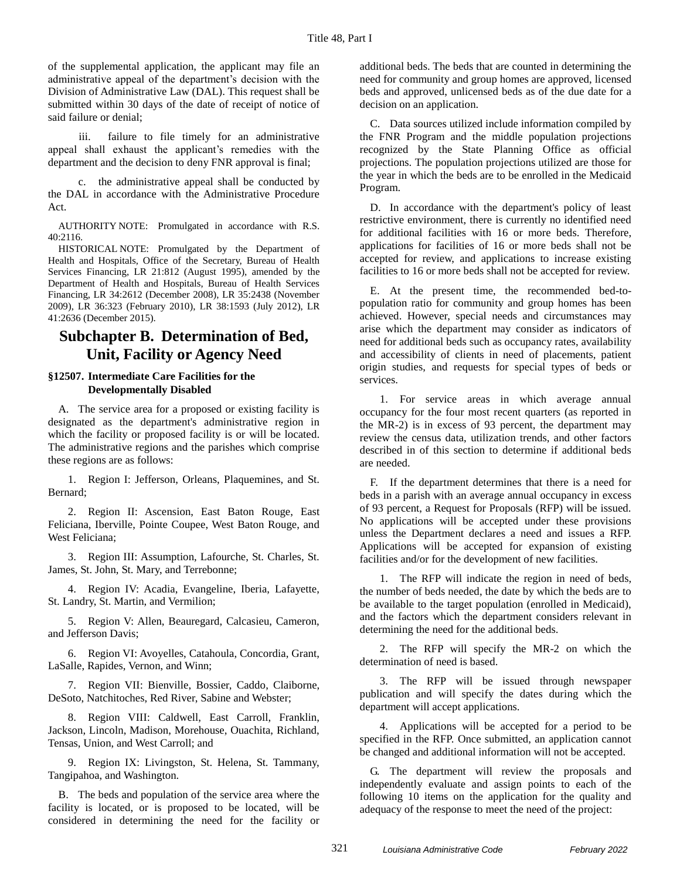of the supplemental application, the applicant may file an administrative appeal of the department's decision with the Division of Administrative Law (DAL). This request shall be submitted within 30 days of the date of receipt of notice of said failure or denial;

iii. failure to file timely for an administrative appeal shall exhaust the applicant's remedies with the department and the decision to deny FNR approval is final;

c. the administrative appeal shall be conducted by the DAL in accordance with the Administrative Procedure Act.

AUTHORITY NOTE: Promulgated in accordance with R.S. 40:2116.

HISTORICAL NOTE: Promulgated by the Department of Health and Hospitals, Office of the Secretary, Bureau of Health Services Financing, LR 21:812 (August 1995), amended by the Department of Health and Hospitals, Bureau of Health Services Financing, LR 34:2612 (December 2008), LR 35:2438 (November 2009), LR 36:323 (February 2010), LR 38:1593 (July 2012), LR 41:2636 (December 2015).

## Subchapter B. Determination of Bed, Unit, Facility or Agency Need

### §12507. Intermediate Care Facilities for the Developmentally Disabled

A. The service area for a proposed or existing facility is designated as the department's administrative region in which the facility or proposed facility is or will be located. The administrative regions and the parishes which comprise these regions are as follows:

1. Region I: Jefferson, Orleans, Plaquemines, and St. Bernard;

2. Region II: Ascension, East Baton Rouge, East Feliciana, Iberville, Pointe Coupee, West Baton Rouge, and West Feliciana;

3. Region III: Assumption, Lafourche, St. Charles, St. James, St. John, St. Mary, and Terrebonne;

4. Region IV: Acadia, Evangeline, Iberia, Lafayette, St. Landry, St. Martin, and Vermilion;

5. Region V: Allen, Beauregard, Calcasieu, Cameron, and Jefferson Davis;

6. Region VI: Avoyelles, Catahoula, Concordia, Grant, LaSalle, Rapides, Vernon, and Winn;

7. Region VII: Bienville, Bossier, Caddo, Claiborne, DeSoto, Natchitoches, Red River, Sabine and Webster;

8. Region VIII: Caldwell, East Carroll, Franklin, Jackson, Lincoln, Madison, Morehouse, Ouachita, Richland, Tensas, Union, and West Carroll; and

9. Region IX: Livingston, St. Helena, St. Tammany, Tangipahoa, and Washington.

B. The beds and population of the service area where the facility is located, or is proposed to be located, will be considered in determining the need for the facility or additional beds. The beds that are counted in determining the need for community and group homes are approved, licensed beds and approved, unlicensed beds as of the due date for a decision on an application.

C. Data sources utilized include information compiled by the FNR Program and the middle population projections recognized by the State Planning Office as official projections. The population projections utilized are those for the year in which the beds are to be enrolled in the Medicaid Program.

D. In accordance with the department's policy of least restrictive environment, there is currently no identified need for additional facilities with 16 or more beds. Therefore, applications for facilities of 16 or more beds shall not be accepted for review, and applications to increase existing facilities to 16 or more beds shall not be accepted for review.

E. At the present time, the recommended bed-to-population ratio for community and group homes has been achieved. However, special needs and circumstances may arise which the department may consider as indicators of need for additional beds such as occupancy rates, availability and accessibility of clients in need of placements, patient origin studies, and requests for special types of beds or services.

1. For service areas in which average annual occupancy for the four most recent quarters (as reported in the MR-2) is in excess of 93 percent, the department may review the census data, utilization trends, and other factors described in of this section to determine if additional beds are needed.

F. If the department determines that there is a need for beds in a parish with an average annual occupancy in excess of 93 percent, a Request for Proposals (RFP) will be issued. No applications will be accepted under these provisions unless the Department declares a need and issues a RFP. Applications will be accepted for expansion of existing facilities and/or for the development of new facilities.

1. The RFP will indicate the region in need of beds, the number of beds needed, the date by which the beds are to be available to the target population (enrolled in Medicaid), and the factors which the department considers relevant in determining the need for the additional beds.

2. The RFP will specify the MR-2 on which the determination of need is based.

3. The RFP will be issued through newspaper publication and will specify the dates during which the department will accept applications.

4. Applications will be accepted for a period to be specified in the RFP. Once submitted, an application cannot be changed and additional information will not be accepted.

G. The department will review the proposals and independently evaluate and assign points to each of the following 10 items on the application for the quality and adequacy of the response to meet the need of the project: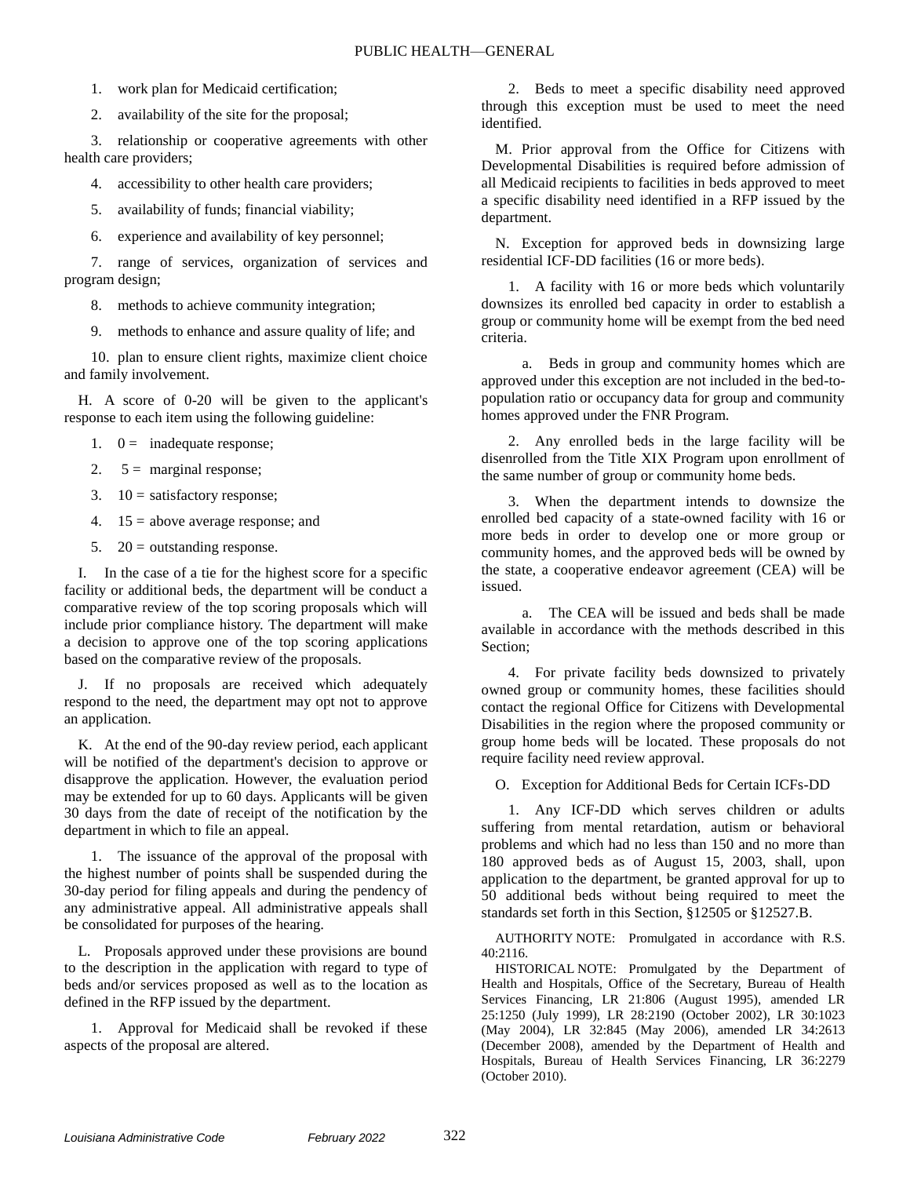1. work plan for Medicaid certification;

2. availability of the site for the proposal;

3. relationship or cooperative agreements with other health care providers;

4. accessibility to other health care providers;

5. availability of funds; financial viability;

6. experience and availability of key personnel;

7. range of services, organization of services and program design;

8. methods to achieve community integration;

9. methods to enhance and assure quality of life; and

10. plan to ensure client rights, maximize client choice and family involvement.

H. A score of 0-20 will be given to the applicant's response to each item using the following guideline:

1. 0 = inadequate response;

2. 5 = marginal response;

3. 10 = satisfactory response;

4. 15 = above average response; and

5. 20 = outstanding response.

I. In the case of a tie for the highest score for a specific facility or additional beds, the department will be conduct a comparative review of the top scoring proposals which will include prior compliance history. The department will make a decision to approve one of the top scoring applications based on the comparative review of the proposals.

J. If no proposals are received which adequately respond to the need, the department may opt not to approve an application.

K. At the end of the 90-day review period, each applicant will be notified of the department's decision to approve or disapprove the application. However, the evaluation period may be extended for up to 60 days. Applicants will be given 30 days from the date of receipt of the notification by the department in which to file an appeal.

1. The issuance of the approval of the proposal with the highest number of points shall be suspended during the 30-day period for filing appeals and during the pendency of any administrative appeal. All administrative appeals shall be consolidated for purposes of the hearing.

L. Proposals approved under these provisions are bound to the description in the application with regard to type of beds and/or services proposed as well as to the location as defined in the RFP issued by the department.

1. Approval for Medicaid shall be revoked if these aspects of the proposal are altered.

2. Beds to meet a specific disability need approved through this exception must be used to meet the need identified.

M. Prior approval from the Office for Citizens with Developmental Disabilities is required before admission of all Medicaid recipients to facilities in beds approved to meet a specific disability need identified in a RFP issued by the department.

N. Exception for approved beds in downsizing large residential ICF-DD facilities (16 or more beds).

1. A facility with 16 or more beds which voluntarily downsizes its enrolled bed capacity in order to establish a group or community home will be exempt from the bed need criteria.

a. Beds in group and community homes which are approved under this exception are not included in the bed-to-population ratio or occupancy data for group and community homes approved under the FNR Program.

2. Any enrolled beds in the large facility will be disenrolled from the Title XIX Program upon enrollment of the same number of group or community home beds.

3. When the department intends to downsize the enrolled bed capacity of a state-owned facility with 16 or more beds in order to develop one or more group or community homes, and the approved beds will be owned by the state, a cooperative endeavor agreement (CEA) will be issued.

a. The CEA will be issued and beds shall be made available in accordance with the methods described in this Section;

4. For private facility beds downsized to privately owned group or community homes, these facilities should contact the regional Office for Citizens with Developmental Disabilities in the region where the proposed community or group home beds will be located. These proposals do not require facility need review approval.

O. Exception for Additional Beds for Certain ICFs-DD

1. Any ICF-DD which serves children or adults suffering from mental retardation, autism or behavioral problems and which had no less than 150 and no more than 180 approved beds as of August 15, 2003, shall, upon application to the department, be granted approval for up to 50 additional beds without being required to meet the standards set forth in this Section, §12505 or §12527.B.

AUTHORITY NOTE: Promulgated in accordance with R.S. 40:2116.

HISTORICAL NOTE: Promulgated by the Department of Health and Hospitals, Office of the Secretary, Bureau of Health Services Financing, LR 21:806 (August 1995), amended LR 25:1250 (July 1999), LR 28:2190 (October 2002), LR 30:1023 (May 2004), LR 32:845 (May 2006), amended LR 34:2613 (December 2008), amended by the Department of Health and Hospitals, Bureau of Health Services Financing, LR 36:2279 (October 2010).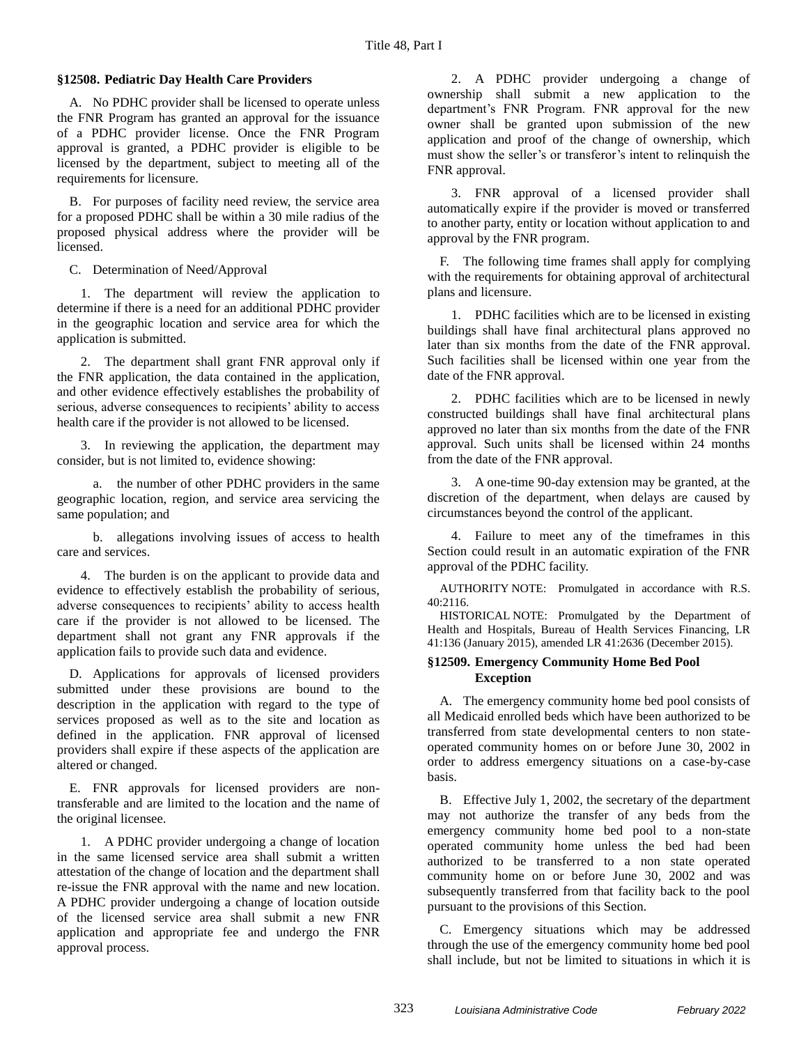### §12508. Pediatric Day Health Care Providers

A. No PDHC provider shall be licensed to operate unless the FNR Program has granted an approval for the issuance of a PDHC provider license. Once the FNR Program approval is granted, a PDHC provider is eligible to be licensed by the department, subject to meeting all of the requirements for licensure.

B. For purposes of facility need review, the service area for a proposed PDHC shall be within a 30 mile radius of the proposed physical address where the provider will be licensed.

C. Determination of Need/Approval

1. The department will review the application to determine if there is a need for an additional PDHC provider in the geographic location and service area for which the application is submitted.

2. The department shall grant FNR approval only if the FNR application, the data contained in the application, and other evidence effectively establishes the probability of serious, adverse consequences to recipients' ability to access health care if the provider is not allowed to be licensed.

3. In reviewing the application, the department may consider, but is not limited to, evidence showing:

a. the number of other PDHC providers in the same geographic location, region, and service area servicing the same population; and

b. allegations involving issues of access to health care and services.

4. The burden is on the applicant to provide data and evidence to effectively establish the probability of serious, adverse consequences to recipients' ability to access health care if the provider is not allowed to be licensed. The department shall not grant any FNR approvals if the application fails to provide such data and evidence.

D. Applications for approvals of licensed providers submitted under these provisions are bound to the description in the application with regard to the type of services proposed as well as to the site and location as defined in the application. FNR approval of licensed providers shall expire if these aspects of the application are altered or changed.

E. FNR approvals for licensed providers are non-transferable and are limited to the location and the name of the original licensee.

1. A PDHC provider undergoing a change of location in the same licensed service area shall submit a written attestation of the change of location and the department shall re-issue the FNR approval with the name and new location. A PDHC provider undergoing a change of location outside of the licensed service area shall submit a new FNR application and appropriate fee and undergo the FNR approval process.

2. A PDHC provider undergoing a change of ownership shall submit a new application to the department's FNR Program. FNR approval for the new owner shall be granted upon submission of the new application and proof of the change of ownership, which must show the seller's or transferor's intent to relinquish the FNR approval.

3. FNR approval of a licensed provider shall automatically expire if the provider is moved or transferred to another party, entity or location without application to and approval by the FNR program.

F. The following time frames shall apply for complying with the requirements for obtaining approval of architectural plans and licensure.

1. PDHC facilities which are to be licensed in existing buildings shall have final architectural plans approved no later than six months from the date of the FNR approval. Such facilities shall be licensed within one year from the date of the FNR approval.

2. PDHC facilities which are to be licensed in newly constructed buildings shall have final architectural plans approved no later than six months from the date of the FNR approval. Such units shall be licensed within 24 months from the date of the FNR approval.

3. A one-time 90-day extension may be granted, at the discretion of the department, when delays are caused by circumstances beyond the control of the applicant.

4. Failure to meet any of the timeframes in this Section could result in an automatic expiration of the FNR approval of the PDHC facility.

AUTHORITY NOTE: Promulgated in accordance with R.S. 40:2116.

HISTORICAL NOTE: Promulgated by the Department of Health and Hospitals, Bureau of Health Services Financing, LR 41:136 (January 2015), amended LR 41:2636 (December 2015).

### §12509. Emergency Community Home Bed Pool Exception

A. The emergency community home bed pool consists of all Medicaid enrolled beds which have been authorized to be transferred from state developmental centers to non state-operated community homes on or before June 30, 2002 in order to address emergency situations on a case-by-case basis.

B. Effective July 1, 2002, the secretary of the department may not authorize the transfer of any beds from the emergency community home bed pool to a non-state operated community home unless the bed had been authorized to be transferred to a non state operated community home on or before June 30, 2002 and was subsequently transferred from that facility back to the pool pursuant to the provisions of this Section.

C. Emergency situations which may be addressed through the use of the emergency community home bed pool shall include, but not be limited to situations in which it is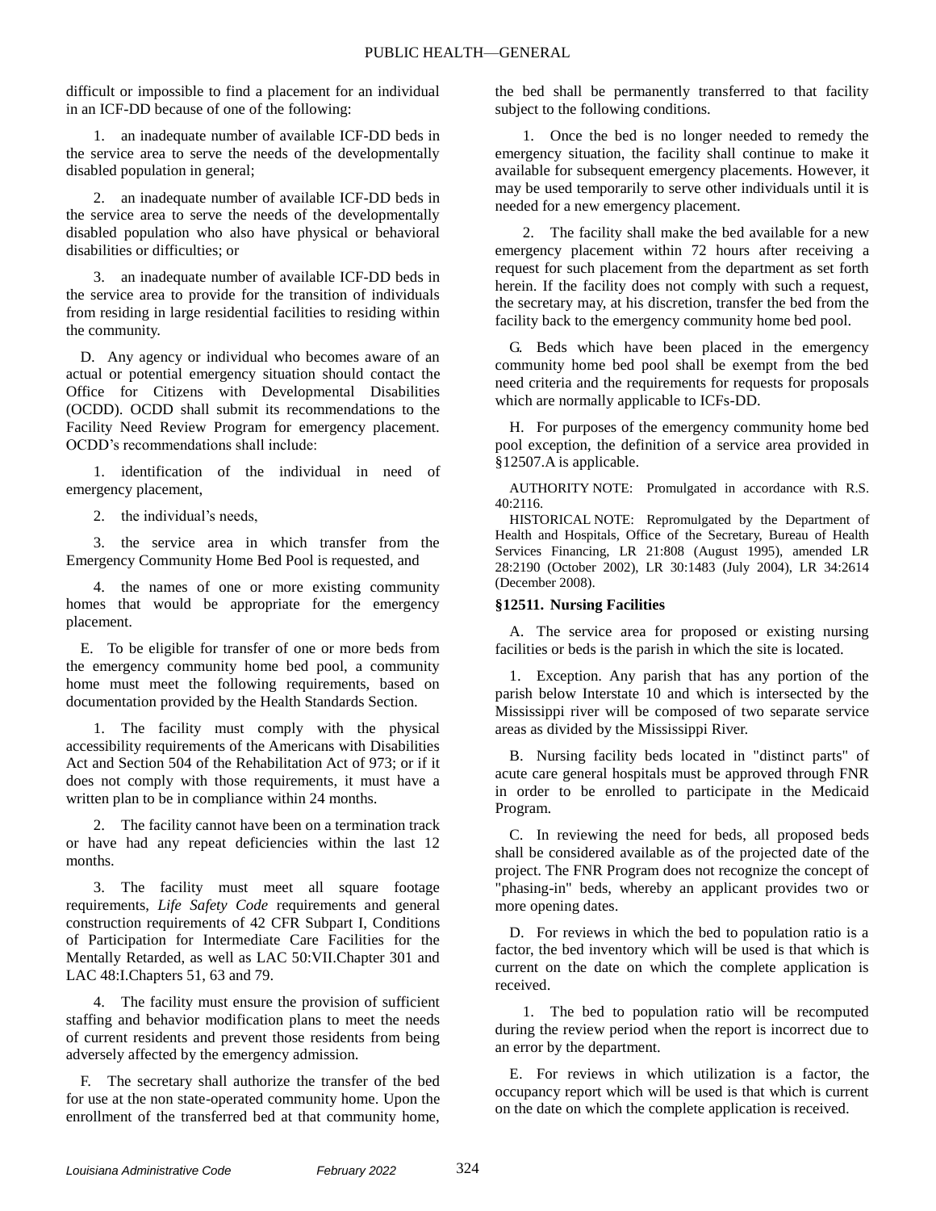difficult or impossible to find a placement for an individual in an ICF-DD because of one of the following:

1. an inadequate number of available ICF-DD beds in the service area to serve the needs of the developmentally disabled population in general;

2. an inadequate number of available ICF-DD beds in the service area to serve the needs of the developmentally disabled population who also have physical or behavioral disabilities or difficulties; or

3. an inadequate number of available ICF-DD beds in the service area to provide for the transition of individuals from residing in large residential facilities to residing within the community.

D. Any agency or individual who becomes aware of an actual or potential emergency situation should contact the Office for Citizens with Developmental Disabilities (OCDD). OCDD shall submit its recommendations to the Facility Need Review Program for emergency placement. OCDD's recommendations shall include:

1. identification of the individual in need of emergency placement,

2. the individual's needs,

3. the service area in which transfer from the Emergency Community Home Bed Pool is requested, and

4. the names of one or more existing community homes that would be appropriate for the emergency placement.

E. To be eligible for transfer of one or more beds from the emergency community home bed pool, a community home must meet the following requirements, based on documentation provided by the Health Standards Section.

1. The facility must comply with the physical accessibility requirements of the Americans with Disabilities Act and Section 504 of the Rehabilitation Act of 973; or if it does not comply with those requirements, it must have a written plan to be in compliance within 24 months.

2. The facility cannot have been on a termination track or have had any repeat deficiencies within the last 12 months.

3. The facility must meet all square footage requirements, *Life Safety Code* requirements and general construction requirements of 42 CFR Subpart I, Conditions of Participation for Intermediate Care Facilities for the Mentally Retarded, as well as LAC 50:VII.Chapter 301 and LAC 48:I.Chapters 51, 63 and 79.

4. The facility must ensure the provision of sufficient staffing and behavior modification plans to meet the needs of current residents and prevent those residents from being adversely affected by the emergency admission.

F. The secretary shall authorize the transfer of the bed for use at the non state-operated community home. Upon the enrollment of the transferred bed at that community home, the bed shall be permanently transferred to that facility subject to the following conditions.

1. Once the bed is no longer needed to remedy the emergency situation, the facility shall continue to make it available for subsequent emergency placements. However, it may be used temporarily to serve other individuals until it is needed for a new emergency placement.

2. The facility shall make the bed available for a new emergency placement within 72 hours after receiving a request for such placement from the department as set forth herein. If the facility does not comply with such a request, the secretary may, at his discretion, transfer the bed from the facility back to the emergency community home bed pool.

G. Beds which have been placed in the emergency community home bed pool shall be exempt from the bed need criteria and the requirements for requests for proposals which are normally applicable to ICFs-DD.

H. For purposes of the emergency community home bed pool exception, the definition of a service area provided in §12507.A is applicable.

AUTHORITY NOTE: Promulgated in accordance with R.S. 40:2116.

HISTORICAL NOTE: Repromulgated by the Department of Health and Hospitals, Office of the Secretary, Bureau of Health Services Financing, LR 21:808 (August 1995), amended LR 28:2190 (October 2002), LR 30:1483 (July 2004), LR 34:2614 (December 2008).

### §12511. Nursing Facilities

A. The service area for proposed or existing nursing facilities or beds is the parish in which the site is located.

1. Exception. Any parish that has any portion of the parish below Interstate 10 and which is intersected by the Mississippi river will be composed of two separate service areas as divided by the Mississippi River.

B. Nursing facility beds located in "distinct parts" of acute care general hospitals must be approved through FNR in order to be enrolled to participate in the Medicaid Program.

C. In reviewing the need for beds, all proposed beds shall be considered available as of the projected date of the project. The FNR Program does not recognize the concept of "phasing-in" beds, whereby an applicant provides two or more opening dates.

D. For reviews in which the bed to population ratio is a factor, the bed inventory which will be used is that which is current on the date on which the complete application is received.

1. The bed to population ratio will be recomputed during the review period when the report is incorrect due to an error by the department.

E. For reviews in which utilization is a factor, the occupancy report which will be used is that which is current on the date on which the complete application is received.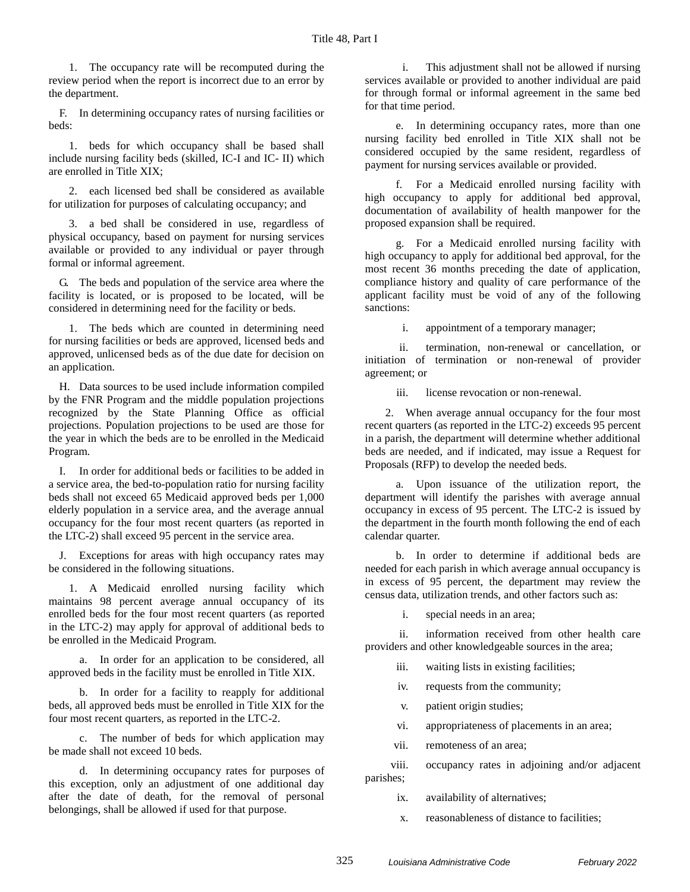1. The occupancy rate will be recomputed during the review period when the report is incorrect due to an error by the department.

F. In determining occupancy rates of nursing facilities or beds:

1. beds for which occupancy shall be based shall include nursing facility beds (skilled, IC-I and IC- II) which are enrolled in Title XIX;

2. each licensed bed shall be considered as available for utilization for purposes of calculating occupancy; and

3. a bed shall be considered in use, regardless of physical occupancy, based on payment for nursing services available or provided to any individual or payer through formal or informal agreement.

G. The beds and population of the service area where the facility is located, or is proposed to be located, will be considered in determining need for the facility or beds.

1. The beds which are counted in determining need for nursing facilities or beds are approved, licensed beds and approved, unlicensed beds as of the due date for decision on an application.

H. Data sources to be used include information compiled by the FNR Program and the middle population projections recognized by the State Planning Office as official projections. Population projections to be used are those for the year in which the beds are to be enrolled in the Medicaid Program.

I. In order for additional beds or facilities to be added in a service area, the bed-to-population ratio for nursing facility beds shall not exceed 65 Medicaid approved beds per 1,000 elderly population in a service area, and the average annual occupancy for the four most recent quarters (as reported in the LTC-2) shall exceed 95 percent in the service area.

J. Exceptions for areas with high occupancy rates may be considered in the following situations.

1. A Medicaid enrolled nursing facility which maintains 98 percent average annual occupancy of its enrolled beds for the four most recent quarters (as reported in the LTC-2) may apply for approval of additional beds to be enrolled in the Medicaid Program.

a. In order for an application to be considered, all approved beds in the facility must be enrolled in Title XIX.

b. In order for a facility to reapply for additional beds, all approved beds must be enrolled in Title XIX for the four most recent quarters, as reported in the LTC-2.

c. The number of beds for which application may be made shall not exceed 10 beds.

d. In determining occupancy rates for purposes of this exception, only an adjustment of one additional day after the date of death, for the removal of personal belongings, shall be allowed if used for that purpose.

i. This adjustment shall not be allowed if nursing services available or provided to another individual are paid for through formal or informal agreement in the same bed for that time period.

e. In determining occupancy rates, more than one nursing facility bed enrolled in Title XIX shall not be considered occupied by the same resident, regardless of payment for nursing services available or provided.

f. For a Medicaid enrolled nursing facility with high occupancy to apply for additional bed approval, documentation of availability of health manpower for the proposed expansion shall be required.

g. For a Medicaid enrolled nursing facility with high occupancy to apply for additional bed approval, for the most recent 36 months preceding the date of application, compliance history and quality of care performance of the applicant facility must be void of any of the following sanctions:

i. appointment of a temporary manager;

ii. termination, non-renewal or cancellation, or initiation of termination or non-renewal of provider agreement; or

iii. license revocation or non-renewal.

2. When average annual occupancy for the four most recent quarters (as reported in the LTC-2) exceeds 95 percent in a parish, the department will determine whether additional beds are needed, and if indicated, may issue a Request for Proposals (RFP) to develop the needed beds.

a. Upon issuance of the utilization report, the department will identify the parishes with average annual occupancy in excess of 95 percent. The LTC-2 is issued by the department in the fourth month following the end of each calendar quarter.

b. In order to determine if additional beds are needed for each parish in which average annual occupancy is in excess of 95 percent, the department may review the census data, utilization trends, and other factors such as:

i. special needs in an area;

ii. information received from other health care providers and other knowledgeable sources in the area;

iii. waiting lists in existing facilities;

iv. requests from the community;

v. patient origin studies;

vi. appropriateness of placements in an area;

vii. remoteness of an area;

viii. occupancy rates in adjoining and/or adjacent parishes;

ix. availability of alternatives;

x. reasonableness of distance to facilities;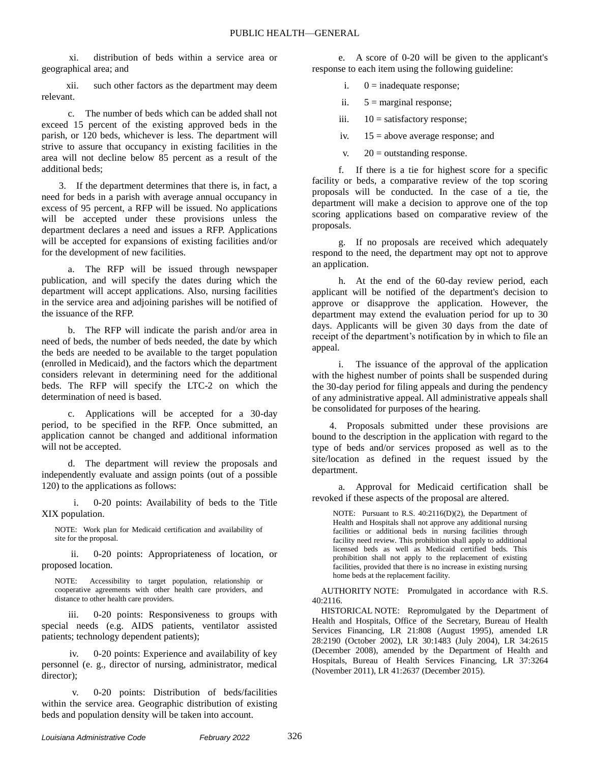xi. distribution of beds within a service area or geographical area; and

xii. such other factors as the department may deem relevant.

c. The number of beds which can be added shall not exceed 15 percent of the existing approved beds in the parish, or 120 beds, whichever is less. The department will strive to assure that occupancy in existing facilities in the area will not decline below 85 percent as a result of the additional beds;

3. If the department determines that there is, in fact, a need for beds in a parish with average annual occupancy in excess of 95 percent, a RFP will be issued. No applications will be accepted under these provisions unless the department declares a need and issues a RFP. Applications will be accepted for expansions of existing facilities and/or for the development of new facilities.

a. The RFP will be issued through newspaper publication, and will specify the dates during which the department will accept applications. Also, nursing facilities in the service area and adjoining parishes will be notified of the issuance of the RFP.

b. The RFP will indicate the parish and/or area in need of beds, the number of beds needed, the date by which the beds are needed to be available to the target population (enrolled in Medicaid), and the factors which the department considers relevant in determining need for the additional beds. The RFP will specify the LTC-2 on which the determination of need is based.

c. Applications will be accepted for a 30-day period, to be specified in the RFP. Once submitted, an application cannot be changed and additional information will not be accepted.

d. The department will review the proposals and independently evaluate and assign points (out of a possible 120) to the applications as follows:

i. 0-20 points: Availability of beds to the Title XIX population.

NOTE: Work plan for Medicaid certification and availability of site for the proposal.

ii. 0-20 points: Appropriateness of location, or proposed location.

NOTE: Accessibility to target population, relationship or cooperative agreements with other health care providers, and distance to other health care providers.

iii. 0-20 points: Responsiveness to groups with special needs (e.g. AIDS patients, ventilator assisted patients; technology dependent patients);

iv. 0-20 points: Experience and availability of key personnel (e. g., director of nursing, administrator, medical director);

v. 0-20 points: Distribution of beds/facilities within the service area. Geographic distribution of existing beds and population density will be taken into account.

e. A score of 0-20 will be given to the applicant's response to each item using the following guideline:

i. 0 = inadequate response;

ii. 5 = marginal response;

iii. 10 = satisfactory response;

iv. 15 = above average response; and

v. 20 = outstanding response.

f. If there is a tie for highest score for a specific facility or beds, a comparative review of the top scoring proposals will be conducted. In the case of a tie, the department will make a decision to approve one of the top scoring applications based on comparative review of the proposals.

g. If no proposals are received which adequately respond to the need, the department may opt not to approve an application.

h. At the end of the 60-day review period, each applicant will be notified of the department's decision to approve or disapprove the application. However, the department may extend the evaluation period for up to 30 days. Applicants will be given 30 days from the date of receipt of the department's notification by in which to file an appeal.

i. The issuance of the approval of the application with the highest number of points shall be suspended during the 30-day period for filing appeals and during the pendency of any administrative appeal. All administrative appeals shall be consolidated for purposes of the hearing.

4. Proposals submitted under these provisions are bound to the description in the application with regard to the type of beds and/or services proposed as well as to the site/location as defined in the request issued by the department.

a. Approval for Medicaid certification shall be revoked if these aspects of the proposal are altered.

NOTE: Pursuant to R.S. 40:2116(D)(2), the Department of Health and Hospitals shall not approve any additional nursing facilities or additional beds in nursing facilities through facility need review. This prohibition shall apply to additional licensed beds as well as Medicaid certified beds. This prohibition shall not apply to the replacement of existing facilities, provided that there is no increase in existing nursing home beds at the replacement facility.

AUTHORITY NOTE: Promulgated in accordance with R.S. 40:2116.

HISTORICAL NOTE: Repromulgated by the Department of Health and Hospitals, Office of the Secretary, Bureau of Health Services Financing, LR 21:808 (August 1995), amended LR 28:2190 (October 2002), LR 30:1483 (July 2004), LR 34:2615 (December 2008), amended by the Department of Health and Hospitals, Bureau of Health Services Financing, LR 37:3264 (November 2011), LR 41:2637 (December 2015).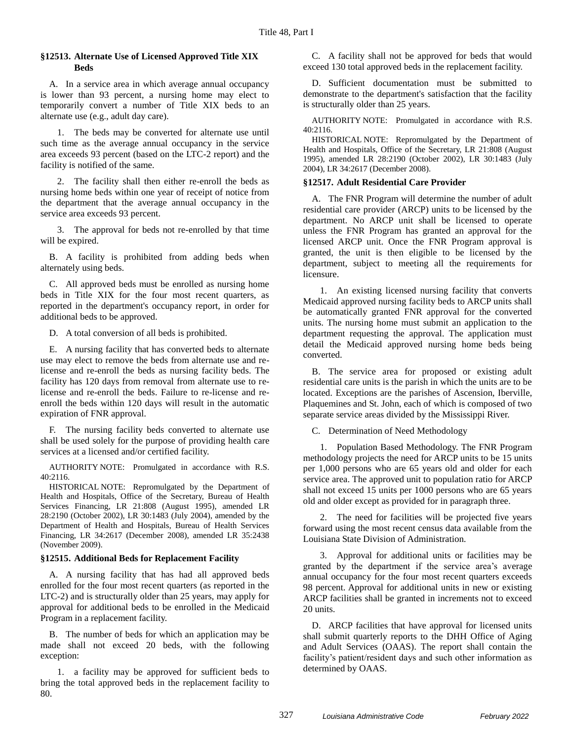### §12513. Alternate Use of Licensed Approved Title XIX Beds

A. In a service area in which average annual occupancy is lower than 93 percent, a nursing home may elect to temporarily convert a number of Title XIX beds to an alternate use (e.g., adult day care).

1. The beds may be converted for alternate use until such time as the average annual occupancy in the service area exceeds 93 percent (based on the LTC-2 report) and the facility is notified of the same.

2. The facility shall then either re-enroll the beds as nursing home beds within one year of receipt of notice from the department that the average annual occupancy in the service area exceeds 93 percent.

3. The approval for beds not re-enrolled by that time will be expired.

B. A facility is prohibited from adding beds when alternately using beds.

C. All approved beds must be enrolled as nursing home beds in Title XIX for the four most recent quarters, as reported in the department's occupancy report, in order for additional beds to be approved.

D. A total conversion of all beds is prohibited.

E. A nursing facility that has converted beds to alternate use may elect to remove the beds from alternate use and re-license and re-enroll the beds as nursing facility beds. The facility has 120 days from removal from alternate use to re-license and re-enroll the beds. Failure to re-license and re-enroll the beds within 120 days will result in the automatic expiration of FNR approval.

F. The nursing facility beds converted to alternate use shall be used solely for the purpose of providing health care services at a licensed and/or certified facility.

AUTHORITY NOTE: Promulgated in accordance with R.S. 40:2116.

HISTORICAL NOTE: Repromulgated by the Department of Health and Hospitals, Office of the Secretary, Bureau of Health Services Financing, LR 21:808 (August 1995), amended LR 28:2190 (October 2002), LR 30:1483 (July 2004), amended by the Department of Health and Hospitals, Bureau of Health Services Financing, LR 34:2617 (December 2008), amended LR 35:2438 (November 2009).

### §12515. Additional Beds for Replacement Facility

A. A nursing facility that has had all approved beds enrolled for the four most recent quarters (as reported in the LTC-2) and is structurally older than 25 years, may apply for approval for additional beds to be enrolled in the Medicaid Program in a replacement facility.

B. The number of beds for which an application may be made shall not exceed 20 beds, with the following exception:

1. a facility may be approved for sufficient beds to bring the total approved beds in the replacement facility to 80.

C. A facility shall not be approved for beds that would exceed 130 total approved beds in the replacement facility.

D. Sufficient documentation must be submitted to demonstrate to the department's satisfaction that the facility is structurally older than 25 years.

AUTHORITY NOTE: Promulgated in accordance with R.S. 40:2116.

HISTORICAL NOTE: Repromulgated by the Department of Health and Hospitals, Office of the Secretary, LR 21:808 (August 1995), amended LR 28:2190 (October 2002), LR 30:1483 (July 2004), LR 34:2617 (December 2008).

### §12517. Adult Residential Care Provider

A. The FNR Program will determine the number of adult residential care provider (ARCP) units to be licensed by the department. No ARCP unit shall be licensed to operate unless the FNR Program has granted an approval for the licensed ARCP unit. Once the FNR Program approval is granted, the unit is then eligible to be licensed by the department, subject to meeting all the requirements for licensure.

1. An existing licensed nursing facility that converts Medicaid approved nursing facility beds to ARCP units shall be automatically granted FNR approval for the converted units. The nursing home must submit an application to the department requesting the approval. The application must detail the Medicaid approved nursing home beds being converted.

B. The service area for proposed or existing adult residential care units is the parish in which the units are to be located. Exceptions are the parishes of Ascension, Iberville, Plaquemines and St. John, each of which is composed of two separate service areas divided by the Mississippi River.

C. Determination of Need Methodology

1. Population Based Methodology. The FNR Program methodology projects the need for ARCP units to be 15 units per 1,000 persons who are 65 years old and older for each service area. The approved unit to population ratio for ARCP shall not exceed 15 units per 1000 persons who are 65 years old and older except as provided for in paragraph three.

2. The need for facilities will be projected five years forward using the most recent census data available from the Louisiana State Division of Administration.

3. Approval for additional units or facilities may be granted by the department if the service area's average annual occupancy for the four most recent quarters exceeds 98 percent. Approval for additional units in new or existing ARCP facilities shall be granted in increments not to exceed 20 units.

D. ARCP facilities that have approval for licensed units shall submit quarterly reports to the DHH Office of Aging and Adult Services (OAAS). The report shall contain the facility's patient/resident days and such other information as determined by OAAS.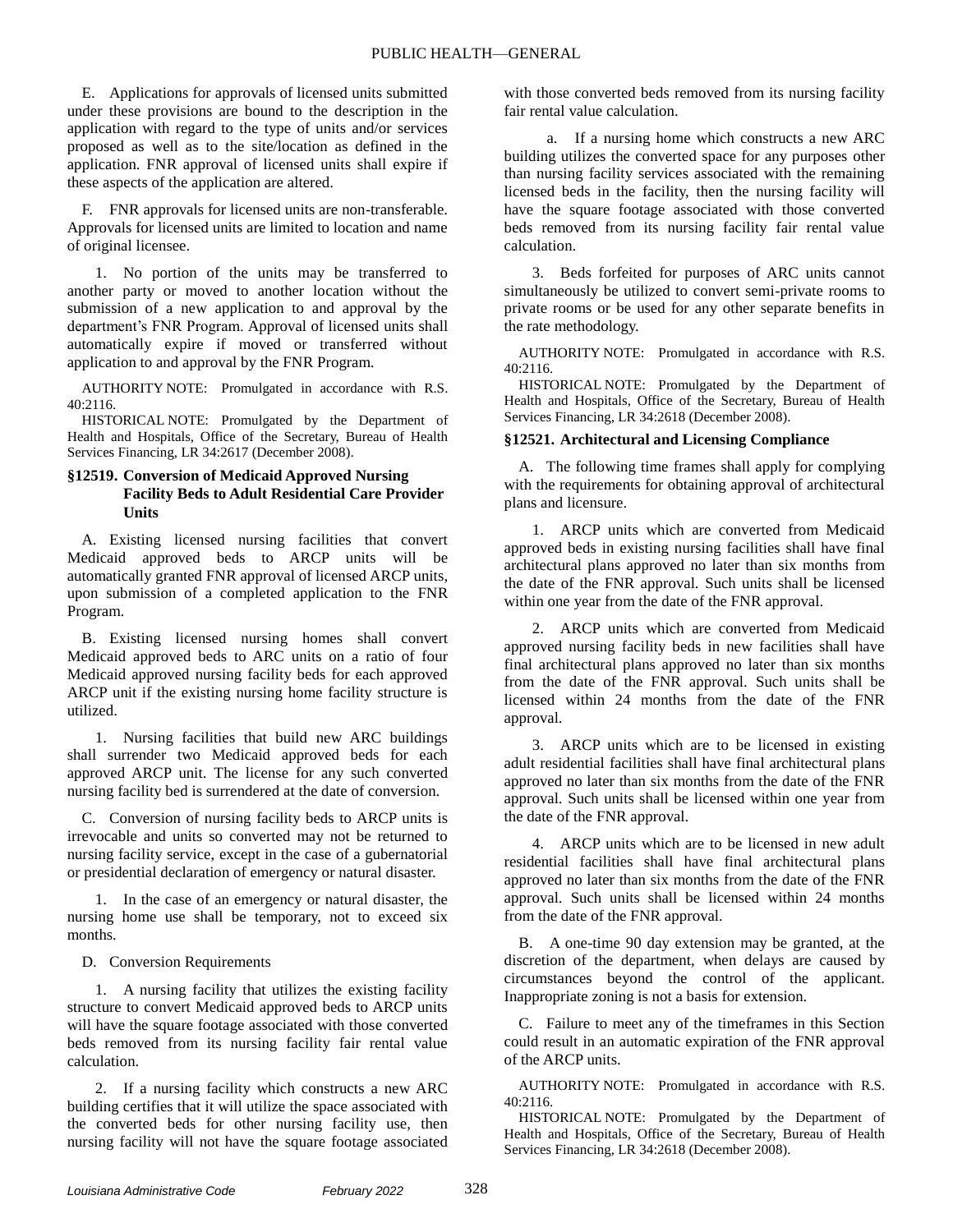E. Applications for approvals of licensed units submitted under these provisions are bound to the description in the application with regard to the type of units and/or services proposed as well as to the site/location as defined in the application. FNR approval of licensed units shall expire if these aspects of the application are altered.

F. FNR approvals for licensed units are non-transferable. Approvals for licensed units are limited to location and name of original licensee.

1. No portion of the units may be transferred to another party or moved to another location without the submission of a new application to and approval by the department's FNR Program. Approval of licensed units shall automatically expire if moved or transferred without application to and approval by the FNR Program.

AUTHORITY NOTE: Promulgated in accordance with R.S. 40:2116.

HISTORICAL NOTE: Promulgated by the Department of Health and Hospitals, Office of the Secretary, Bureau of Health Services Financing, LR 34:2617 (December 2008).

### §12519. Conversion of Medicaid Approved Nursing Facility Beds to Adult Residential Care Provider Units

A. Existing licensed nursing facilities that convert Medicaid approved beds to ARCP units will be automatically granted FNR approval of licensed ARCP units, upon submission of a completed application to the FNR Program.

B. Existing licensed nursing homes shall convert Medicaid approved beds to ARC units on a ratio of four Medicaid approved nursing facility beds for each approved ARCP unit if the existing nursing home facility structure is utilized.

1. Nursing facilities that build new ARC buildings shall surrender two Medicaid approved beds for each approved ARCP unit. The license for any such converted nursing facility bed is surrendered at the date of conversion.

C. Conversion of nursing facility beds to ARCP units is irrevocable and units so converted may not be returned to nursing facility service, except in the case of a gubernatorial or presidential declaration of emergency or natural disaster.

1. In the case of an emergency or natural disaster, the nursing home use shall be temporary, not to exceed six months.

D. Conversion Requirements

1. A nursing facility that utilizes the existing facility structure to convert Medicaid approved beds to ARCP units will have the square footage associated with those converted beds removed from its nursing facility fair rental value calculation.

2. If a nursing facility which constructs a new ARC building certifies that it will utilize the space associated with the converted beds for other nursing facility use, then nursing facility will not have the square footage associated with those converted beds removed from its nursing facility fair rental value calculation.

a. If a nursing home which constructs a new ARC building utilizes the converted space for any purposes other than nursing facility services associated with the remaining licensed beds in the facility, then the nursing facility will have the square footage associated with those converted beds removed from its nursing facility fair rental value calculation.

3. Beds forfeited for purposes of ARC units cannot simultaneously be utilized to convert semi-private rooms to private rooms or be used for any other separate benefits in the rate methodology.

AUTHORITY NOTE: Promulgated in accordance with R.S. 40:2116.

HISTORICAL NOTE: Promulgated by the Department of Health and Hospitals, Office of the Secretary, Bureau of Health Services Financing, LR 34:2618 (December 2008).

### §12521. Architectural and Licensing Compliance

A. The following time frames shall apply for complying with the requirements for obtaining approval of architectural plans and licensure.

1. ARCP units which are converted from Medicaid approved beds in existing nursing facilities shall have final architectural plans approved no later than six months from the date of the FNR approval. Such units shall be licensed within one year from the date of the FNR approval.

2. ARCP units which are converted from Medicaid approved nursing facility beds in new facilities shall have final architectural plans approved no later than six months from the date of the FNR approval. Such units shall be licensed within 24 months from the date of the FNR approval.

3. ARCP units which are to be licensed in existing adult residential facilities shall have final architectural plans approved no later than six months from the date of the FNR approval. Such units shall be licensed within one year from the date of the FNR approval.

4. ARCP units which are to be licensed in new adult residential facilities shall have final architectural plans approved no later than six months from the date of the FNR approval. Such units shall be licensed within 24 months from the date of the FNR approval.

B. A one-time 90 day extension may be granted, at the discretion of the department, when delays are caused by circumstances beyond the control of the applicant. Inappropriate zoning is not a basis for extension.

C. Failure to meet any of the timeframes in this Section could result in an automatic expiration of the FNR approval of the ARCP units.

AUTHORITY NOTE: Promulgated in accordance with R.S. 40:2116.

HISTORICAL NOTE: Promulgated by the Department of Health and Hospitals, Office of the Secretary, Bureau of Health Services Financing, LR 34:2618 (December 2008).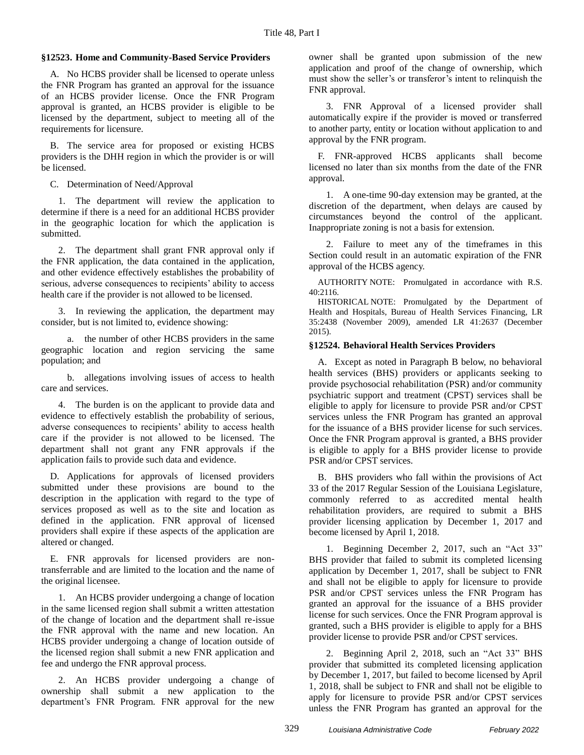### §12523. Home and Community-Based Service Providers

A. No HCBS provider shall be licensed to operate unless the FNR Program has granted an approval for the issuance of an HCBS provider license. Once the FNR Program approval is granted, an HCBS provider is eligible to be licensed by the department, subject to meeting all of the requirements for licensure.

B. The service area for proposed or existing HCBS providers is the DHH region in which the provider is or will be licensed.

C. Determination of Need/Approval

1. The department will review the application to determine if there is a need for an additional HCBS provider in the geographic location for which the application is submitted.

2. The department shall grant FNR approval only if the FNR application, the data contained in the application, and other evidence effectively establishes the probability of serious, adverse consequences to recipients' ability to access health care if the provider is not allowed to be licensed.

3. In reviewing the application, the department may consider, but is not limited to, evidence showing:

a. the number of other HCBS providers in the same geographic location and region servicing the same population; and

b. allegations involving issues of access to health care and services.

4. The burden is on the applicant to provide data and evidence to effectively establish the probability of serious, adverse consequences to recipients' ability to access health care if the provider is not allowed to be licensed. The department shall not grant any FNR approvals if the application fails to provide such data and evidence.

D. Applications for approvals of licensed providers submitted under these provisions are bound to the description in the application with regard to the type of services proposed as well as to the site and location as defined in the application. FNR approval of licensed providers shall expire if these aspects of the application are altered or changed.

E. FNR approvals for licensed providers are non-transferrable and are limited to the location and the name of the original licensee.

1. An HCBS provider undergoing a change of location in the same licensed region shall submit a written attestation of the change of location and the department shall re-issue the FNR approval with the name and new location. An HCBS provider undergoing a change of location outside of the licensed region shall submit a new FNR application and fee and undergo the FNR approval process.

2. An HCBS provider undergoing a change of ownership shall submit a new application to the department's FNR Program. FNR approval for the new owner shall be granted upon submission of the new application and proof of the change of ownership, which must show the seller's or transferor's intent to relinquish the FNR approval.

3. FNR Approval of a licensed provider shall automatically expire if the provider is moved or transferred to another party, entity or location without application to and approval by the FNR program.

F. FNR-approved HCBS applicants shall become licensed no later than six months from the date of the FNR approval.

1. A one-time 90-day extension may be granted, at the discretion of the department, when delays are caused by circumstances beyond the control of the applicant. Inappropriate zoning is not a basis for extension.

2. Failure to meet any of the timeframes in this Section could result in an automatic expiration of the FNR approval of the HCBS agency.

AUTHORITY NOTE: Promulgated in accordance with R.S. 40:2116.

HISTORICAL NOTE: Promulgated by the Department of Health and Hospitals, Bureau of Health Services Financing, LR 35:2438 (November 2009), amended LR 41:2637 (December 2015).

### §12524. Behavioral Health Services Providers

A. Except as noted in Paragraph B below, no behavioral health services (BHS) providers or applicants seeking to provide psychosocial rehabilitation (PSR) and/or community psychiatric support and treatment (CPST) services shall be eligible to apply for licensure to provide PSR and/or CPST services unless the FNR Program has granted an approval for the issuance of a BHS provider license for such services. Once the FNR Program approval is granted, a BHS provider is eligible to apply for a BHS provider license to provide PSR and/or CPST services.

B. BHS providers who fall within the provisions of Act 33 of the 2017 Regular Session of the Louisiana Legislature, commonly referred to as accredited mental health rehabilitation providers, are required to submit a BHS provider licensing application by December 1, 2017 and become licensed by April 1, 2018.

1. Beginning December 2, 2017, such an "Act 33" BHS provider that failed to submit its completed licensing application by December 1, 2017, shall be subject to FNR and shall not be eligible to apply for licensure to provide PSR and/or CPST services unless the FNR Program has granted an approval for the issuance of a BHS provider license for such services. Once the FNR Program approval is granted, such a BHS provider is eligible to apply for a BHS provider license to provide PSR and/or CPST services.

2. Beginning April 2, 2018, such an "Act 33" BHS provider that submitted its completed licensing application by December 1, 2017, but failed to become licensed by April 1, 2018, shall be subject to FNR and shall not be eligible to apply for licensure to provide PSR and/or CPST services unless the FNR Program has granted an approval for the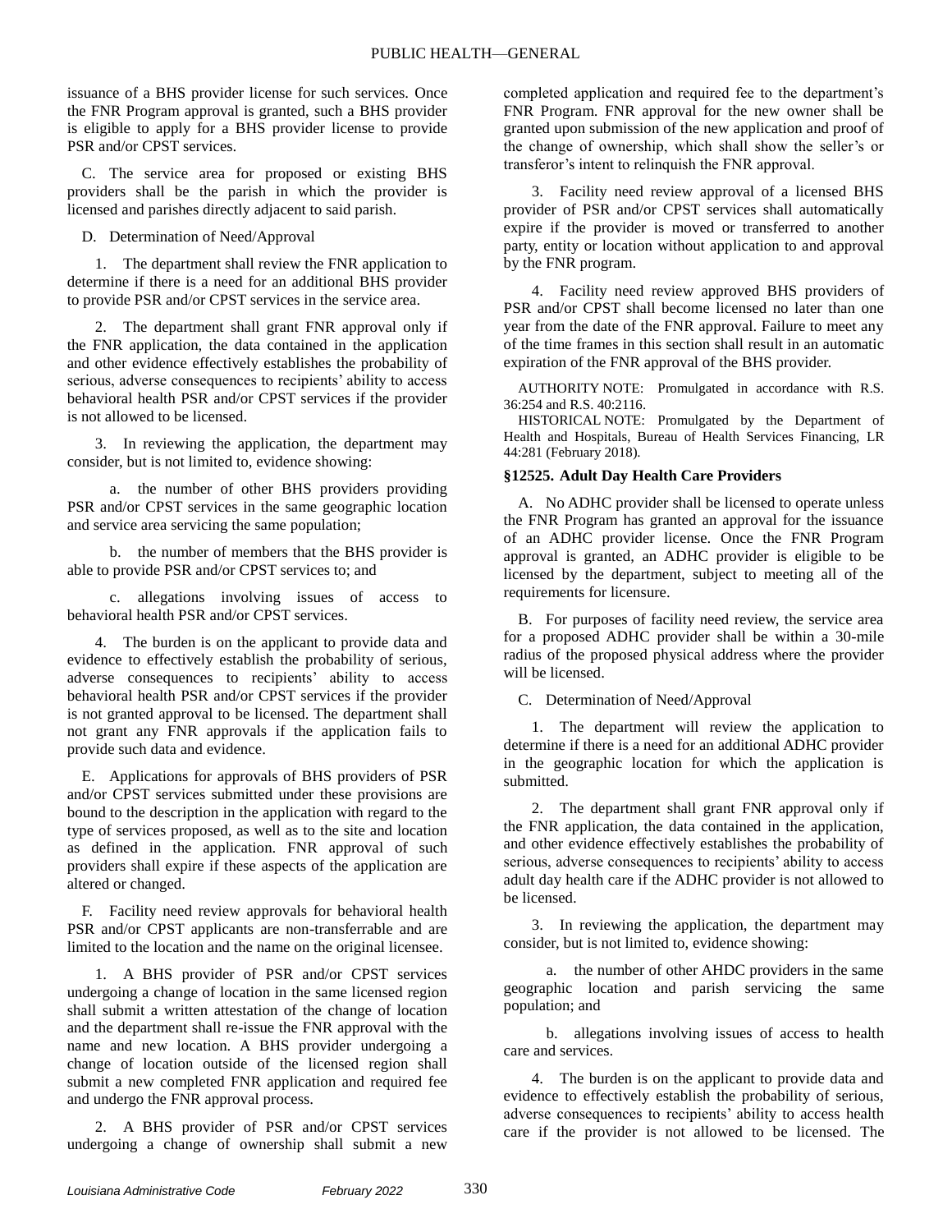issuance of a BHS provider license for such services. Once the FNR Program approval is granted, such a BHS provider is eligible to apply for a BHS provider license to provide PSR and/or CPST services.

C. The service area for proposed or existing BHS providers shall be the parish in which the provider is licensed and parishes directly adjacent to said parish.

D. Determination of Need/Approval

1. The department shall review the FNR application to determine if there is a need for an additional BHS provider to provide PSR and/or CPST services in the service area.

2. The department shall grant FNR approval only if the FNR application, the data contained in the application and other evidence effectively establishes the probability of serious, adverse consequences to recipients' ability to access behavioral health PSR and/or CPST services if the provider is not allowed to be licensed.

3. In reviewing the application, the department may consider, but is not limited to, evidence showing:

a. the number of other BHS providers providing PSR and/or CPST services in the same geographic location and service area servicing the same population;

b. the number of members that the BHS provider is able to provide PSR and/or CPST services to; and

c. allegations involving issues of access to behavioral health PSR and/or CPST services.

4. The burden is on the applicant to provide data and evidence to effectively establish the probability of serious, adverse consequences to recipients' ability to access behavioral health PSR and/or CPST services if the provider is not granted approval to be licensed. The department shall not grant any FNR approvals if the application fails to provide such data and evidence.

E. Applications for approvals of BHS providers of PSR and/or CPST services submitted under these provisions are bound to the description in the application with regard to the type of services proposed, as well as to the site and location as defined in the application. FNR approval of such providers shall expire if these aspects of the application are altered or changed.

F. Facility need review approvals for behavioral health PSR and/or CPST applicants are non-transferrable and are limited to the location and the name on the original licensee.

1. A BHS provider of PSR and/or CPST services undergoing a change of location in the same licensed region shall submit a written attestation of the change of location and the department shall re-issue the FNR approval with the name and new location. A BHS provider undergoing a change of location outside of the licensed region shall submit a new completed FNR application and required fee and undergo the FNR approval process.

2. A BHS provider of PSR and/or CPST services undergoing a change of ownership shall submit a new completed application and required fee to the department's FNR Program. FNR approval for the new owner shall be granted upon submission of the new application and proof of the change of ownership, which shall show the seller's or transferor's intent to relinquish the FNR approval.

3. Facility need review approval of a licensed BHS provider of PSR and/or CPST services shall automatically expire if the provider is moved or transferred to another party, entity or location without application to and approval by the FNR program.

4. Facility need review approved BHS providers of PSR and/or CPST shall become licensed no later than one year from the date of the FNR approval. Failure to meet any of the time frames in this section shall result in an automatic expiration of the FNR approval of the BHS provider.

AUTHORITY NOTE: Promulgated in accordance with R.S. 36:254 and R.S. 40:2116.

HISTORICAL NOTE: Promulgated by the Department of Health and Hospitals, Bureau of Health Services Financing, LR 44:281 (February 2018).

### §12525. Adult Day Health Care Providers

A. No ADHC provider shall be licensed to operate unless the FNR Program has granted an approval for the issuance of an ADHC provider license. Once the FNR Program approval is granted, an ADHC provider is eligible to be licensed by the department, subject to meeting all of the requirements for licensure.

B. For purposes of facility need review, the service area for a proposed ADHC provider shall be within a 30-mile radius of the proposed physical address where the provider will be licensed.

C. Determination of Need/Approval

1. The department will review the application to determine if there is a need for an additional ADHC provider in the geographic location for which the application is submitted.

2. The department shall grant FNR approval only if the FNR application, the data contained in the application, and other evidence effectively establishes the probability of serious, adverse consequences to recipients' ability to access adult day health care if the ADHC provider is not allowed to be licensed.

3. In reviewing the application, the department may consider, but is not limited to, evidence showing:

a. the number of other AHDC providers in the same geographic location and parish servicing the same population; and

b. allegations involving issues of access to health care and services.

4. The burden is on the applicant to provide data and evidence to effectively establish the probability of serious, adverse consequences to recipients' ability to access health care if the provider is not allowed to be licensed. The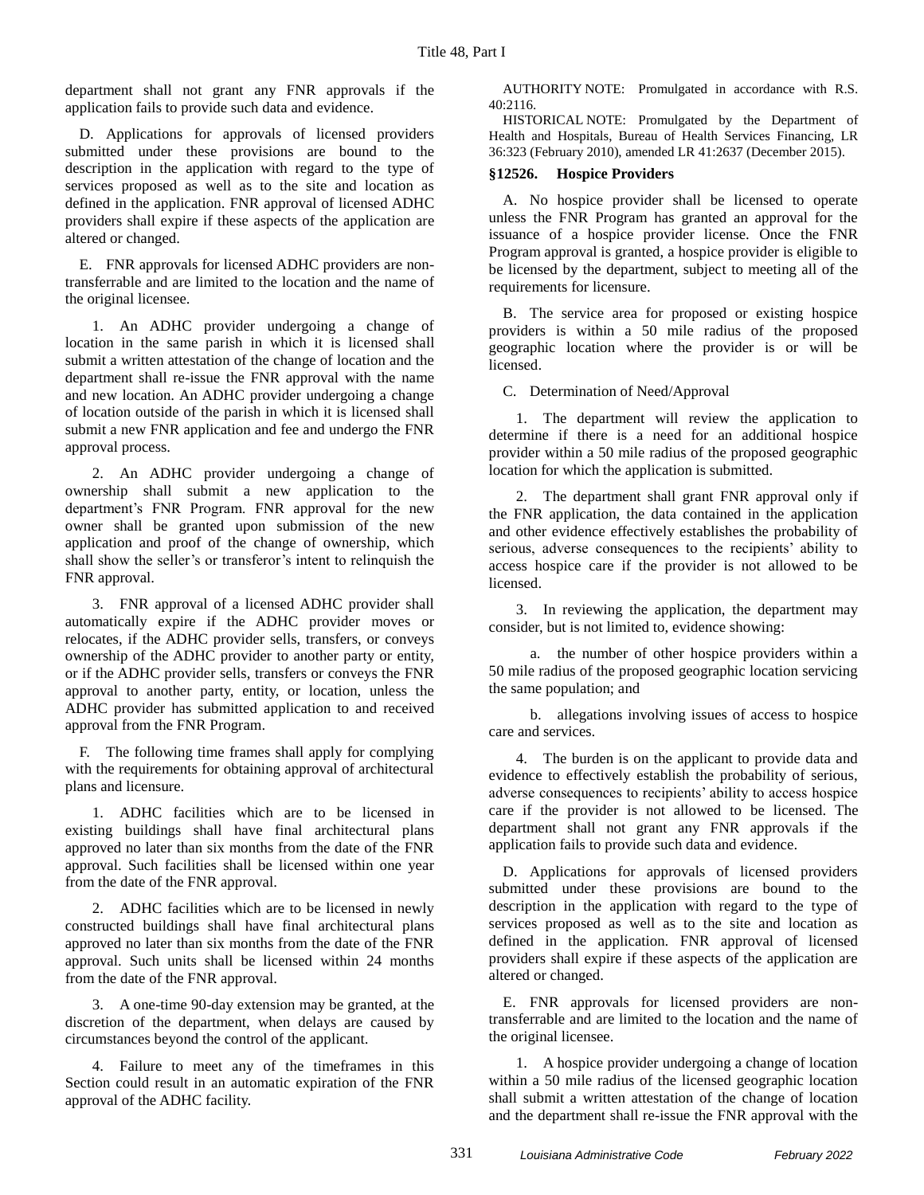department shall not grant any FNR approvals if the application fails to provide such data and evidence.

D. Applications for approvals of licensed providers submitted under these provisions are bound to the description in the application with regard to the type of services proposed as well as to the site and location as defined in the application. FNR approval of licensed ADHC providers shall expire if these aspects of the application are altered or changed.

E. FNR approvals for licensed ADHC providers are non-transferrable and are limited to the location and the name of the original licensee.

1. An ADHC provider undergoing a change of location in the same parish in which it is licensed shall submit a written attestation of the change of location and the department shall re-issue the FNR approval with the name and new location. An ADHC provider undergoing a change of location outside of the parish in which it is licensed shall submit a new FNR application and fee and undergo the FNR approval process.

2. An ADHC provider undergoing a change of ownership shall submit a new application to the department's FNR Program. FNR approval for the new owner shall be granted upon submission of the new application and proof of the change of ownership, which shall show the seller's or transferor's intent to relinquish the FNR approval.

3. FNR approval of a licensed ADHC provider shall automatically expire if the ADHC provider moves or relocates, if the ADHC provider sells, transfers, or conveys ownership of the ADHC provider to another party or entity, or if the ADHC provider sells, transfers or conveys the FNR approval to another party, entity, or location, unless the ADHC provider has submitted application to and received approval from the FNR Program.

F. The following time frames shall apply for complying with the requirements for obtaining approval of architectural plans and licensure.

1. ADHC facilities which are to be licensed in existing buildings shall have final architectural plans approved no later than six months from the date of the FNR approval. Such facilities shall be licensed within one year from the date of the FNR approval.

2. ADHC facilities which are to be licensed in newly constructed buildings shall have final architectural plans approved no later than six months from the date of the FNR approval. Such units shall be licensed within 24 months from the date of the FNR approval.

3. A one-time 90-day extension may be granted, at the discretion of the department, when delays are caused by circumstances beyond the control of the applicant.

4. Failure to meet any of the timeframes in this Section could result in an automatic expiration of the FNR approval of the ADHC facility.

AUTHORITY NOTE: Promulgated in accordance with R.S. 40:2116.

HISTORICAL NOTE: Promulgated by the Department of Health and Hospitals, Bureau of Health Services Financing, LR 36:323 (February 2010), amended LR 41:2637 (December 2015).

### §12526. Hospice Providers

A. No hospice provider shall be licensed to operate unless the FNR Program has granted an approval for the issuance of a hospice provider license. Once the FNR Program approval is granted, a hospice provider is eligible to be licensed by the department, subject to meeting all of the requirements for licensure.

B. The service area for proposed or existing hospice providers is within a 50 mile radius of the proposed geographic location where the provider is or will be licensed.

C. Determination of Need/Approval

1. The department will review the application to determine if there is a need for an additional hospice provider within a 50 mile radius of the proposed geographic location for which the application is submitted.

2. The department shall grant FNR approval only if the FNR application, the data contained in the application and other evidence effectively establishes the probability of serious, adverse consequences to the recipients' ability to access hospice care if the provider is not allowed to be licensed.

3. In reviewing the application, the department may consider, but is not limited to, evidence showing:

a. the number of other hospice providers within a 50 mile radius of the proposed geographic location servicing the same population; and

b. allegations involving issues of access to hospice care and services.

4. The burden is on the applicant to provide data and evidence to effectively establish the probability of serious, adverse consequences to recipients' ability to access hospice care if the provider is not allowed to be licensed. The department shall not grant any FNR approvals if the application fails to provide such data and evidence.

D. Applications for approvals of licensed providers submitted under these provisions are bound to the description in the application with regard to the type of services proposed as well as to the site and location as defined in the application. FNR approval of licensed providers shall expire if these aspects of the application are altered or changed.

E. FNR approvals for licensed providers are non-transferrable and are limited to the location and the name of the original licensee.

1. A hospice provider undergoing a change of location within a 50 mile radius of the licensed geographic location shall submit a written attestation of the change of location and the department shall re-issue the FNR approval with the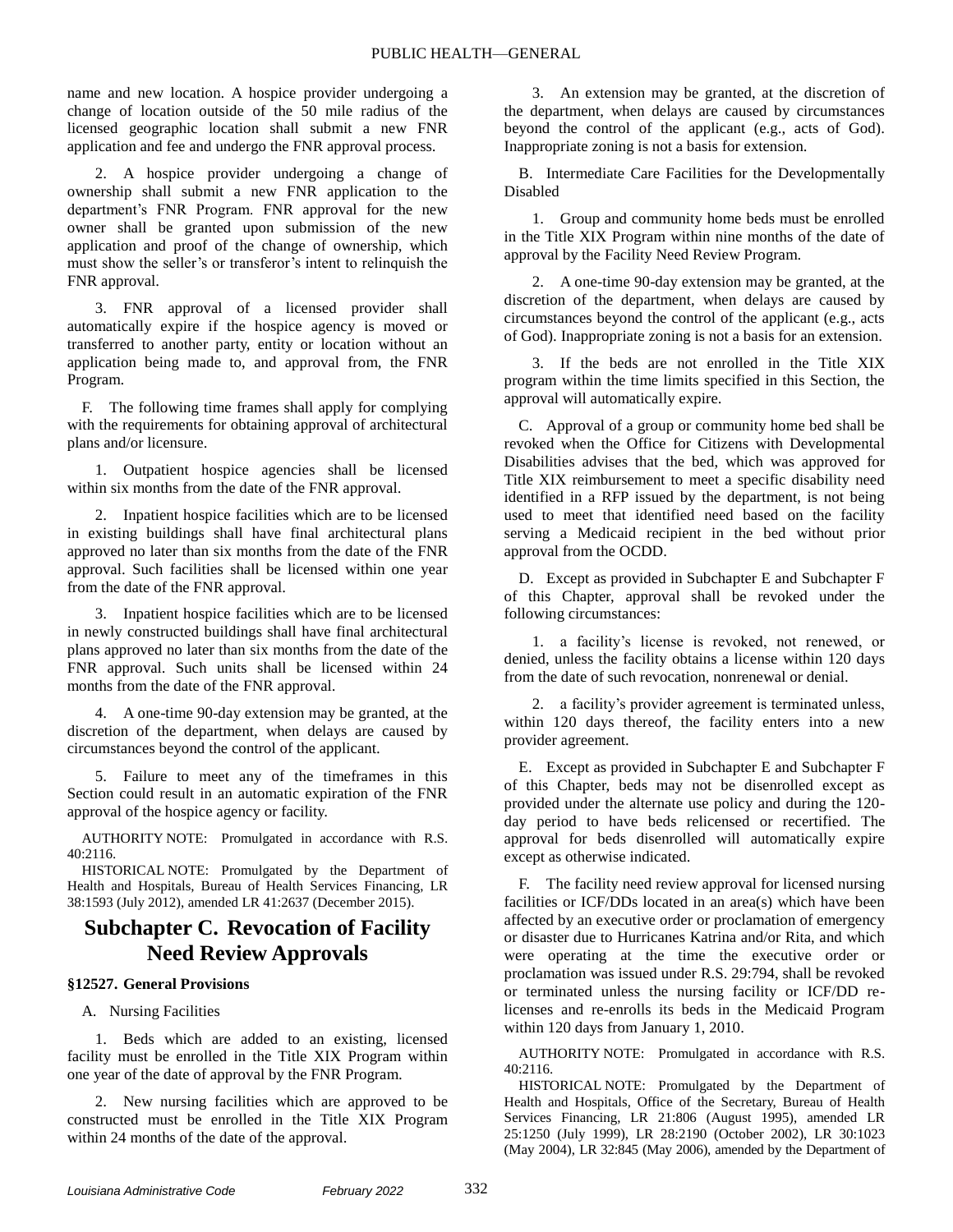name and new location. A hospice provider undergoing a change of location outside of the 50 mile radius of the licensed geographic location shall submit a new FNR application and fee and undergo the FNR approval process.

2. A hospice provider undergoing a change of ownership shall submit a new FNR application to the department's FNR Program. FNR approval for the new owner shall be granted upon submission of the new application and proof of the change of ownership, which must show the seller's or transferor's intent to relinquish the FNR approval.

3. FNR approval of a licensed provider shall automatically expire if the hospice agency is moved or transferred to another party, entity or location without an application being made to, and approval from, the FNR Program.

F. The following time frames shall apply for complying with the requirements for obtaining approval of architectural plans and/or licensure.

1. Outpatient hospice agencies shall be licensed within six months from the date of the FNR approval.

2. Inpatient hospice facilities which are to be licensed in existing buildings shall have final architectural plans approved no later than six months from the date of the FNR approval. Such facilities shall be licensed within one year from the date of the FNR approval.

3. Inpatient hospice facilities which are to be licensed in newly constructed buildings shall have final architectural plans approved no later than six months from the date of the FNR approval. Such units shall be licensed within 24 months from the date of the FNR approval.

4. A one-time 90-day extension may be granted, at the discretion of the department, when delays are caused by circumstances beyond the control of the applicant.

5. Failure to meet any of the timeframes in this Section could result in an automatic expiration of the FNR approval of the hospice agency or facility.

AUTHORITY NOTE: Promulgated in accordance with R.S. 40:2116.

HISTORICAL NOTE: Promulgated by the Department of Health and Hospitals, Bureau of Health Services Financing, LR 38:1593 (July 2012), amended LR 41:2637 (December 2015).

## Subchapter C. Revocation of Facility Need Review Approvals

### §12527. General Provisions

A. Nursing Facilities

1. Beds which are added to an existing, licensed facility must be enrolled in the Title XIX Program within one year of the date of approval by the FNR Program.

2. New nursing facilities which are approved to be constructed must be enrolled in the Title XIX Program within 24 months of the date of the approval.

3. An extension may be granted, at the discretion of the department, when delays are caused by circumstances beyond the control of the applicant (e.g., acts of God). Inappropriate zoning is not a basis for extension.

B. Intermediate Care Facilities for the Developmentally Disabled

1. Group and community home beds must be enrolled in the Title XIX Program within nine months of the date of approval by the Facility Need Review Program.

2. A one-time 90-day extension may be granted, at the discretion of the department, when delays are caused by circumstances beyond the control of the applicant (e.g., acts of God). Inappropriate zoning is not a basis for an extension.

3. If the beds are not enrolled in the Title XIX program within the time limits specified in this Section, the approval will automatically expire.

C. Approval of a group or community home bed shall be revoked when the Office for Citizens with Developmental Disabilities advises that the bed, which was approved for Title XIX reimbursement to meet a specific disability need identified in a RFP issued by the department, is not being used to meet that identified need based on the facility serving a Medicaid recipient in the bed without prior approval from the OCDD.

D. Except as provided in Subchapter E and Subchapter F of this Chapter, approval shall be revoked under the following circumstances:

1. a facility's license is revoked, not renewed, or denied, unless the facility obtains a license within 120 days from the date of such revocation, nonrenewal or denial.

2. a facility's provider agreement is terminated unless, within 120 days thereof, the facility enters into a new provider agreement.

E. Except as provided in Subchapter E and Subchapter F of this Chapter, beds may not be disenrolled except as provided under the alternate use policy and during the 120-day period to have beds relicensed or recertified. The approval for beds disenrolled will automatically expire except as otherwise indicated.

F. The facility need review approval for licensed nursing facilities or ICF/DDs located in an area(s) which have been affected by an executive order or proclamation of emergency or disaster due to Hurricanes Katrina and/or Rita, and which were operating at the time the executive order or proclamation was issued under R.S. 29:794, shall be revoked or terminated unless the nursing facility or ICF/DD re-licenses and re-enrolls its beds in the Medicaid Program within 120 days from January 1, 2010.

AUTHORITY NOTE: Promulgated in accordance with R.S. 40:2116.

HISTORICAL NOTE: Promulgated by the Department of Health and Hospitals, Office of the Secretary, Bureau of Health Services Financing, LR 21:806 (August 1995), amended LR 25:1250 (July 1999), LR 28:2190 (October 2002), LR 30:1023 (May 2004), LR 32:845 (May 2006), amended by the Department of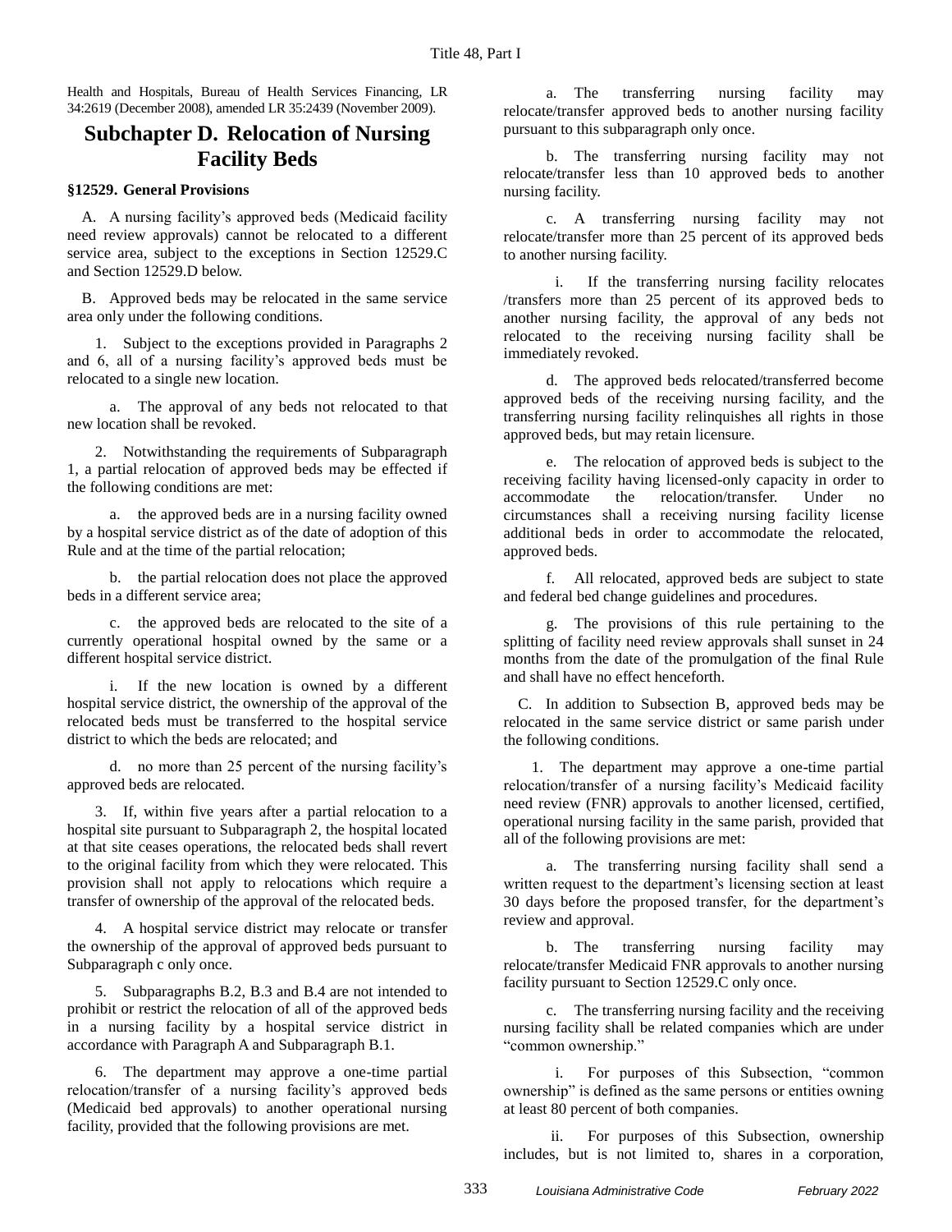Health and Hospitals, Bureau of Health Services Financing, LR 34:2619 (December 2008), amended LR 35:2439 (November 2009).

## Subchapter D. Relocation of Nursing Facility Beds

### §12529. General Provisions

A. A nursing facility's approved beds (Medicaid facility need review approvals) cannot be relocated to a different service area, subject to the exceptions in Section 12529.C and Section 12529.D below.

B. Approved beds may be relocated in the same service area only under the following conditions.

1. Subject to the exceptions provided in Paragraphs 2 and 6, all of a nursing facility's approved beds must be relocated to a single new location.

a. The approval of any beds not relocated to that new location shall be revoked.

2. Notwithstanding the requirements of Subparagraph 1, a partial relocation of approved beds may be effected if the following conditions are met:

a. the approved beds are in a nursing facility owned by a hospital service district as of the date of adoption of this Rule and at the time of the partial relocation;

b. the partial relocation does not place the approved beds in a different service area;

c. the approved beds are relocated to the site of a currently operational hospital owned by the same or a different hospital service district.

i. If the new location is owned by a different hospital service district, the ownership of the approval of the relocated beds must be transferred to the hospital service district to which the beds are relocated; and

d. no more than 25 percent of the nursing facility's approved beds are relocated.

3. If, within five years after a partial relocation to a hospital site pursuant to Subparagraph 2, the hospital located at that site ceases operations, the relocated beds shall revert to the original facility from which they were relocated. This provision shall not apply to relocations which require a transfer of ownership of the approval of the relocated beds.

4. A hospital service district may relocate or transfer the ownership of the approval of approved beds pursuant to Subparagraph c only once.

5. Subparagraphs B.2, B.3 and B.4 are not intended to prohibit or restrict the relocation of all of the approved beds in a nursing facility by a hospital service district in accordance with Paragraph A and Subparagraph B.1.

6. The department may approve a one-time partial relocation/transfer of a nursing facility's approved beds (Medicaid bed approvals) to another operational nursing facility, provided that the following provisions are met.

a. The transferring nursing facility may relocate/transfer approved beds to another nursing facility pursuant to this subparagraph only once.

b. The transferring nursing facility may not relocate/transfer less than 10 approved beds to another nursing facility.

c. A transferring nursing facility may not relocate/transfer more than 25 percent of its approved beds to another nursing facility.

i. If the transferring nursing facility relocates /transfers more than 25 percent of its approved beds to another nursing facility, the approval of any beds not relocated to the receiving nursing facility shall be immediately revoked.

d. The approved beds relocated/transferred become approved beds of the receiving nursing facility, and the transferring nursing facility relinquishes all rights in those approved beds, but may retain licensure.

e. The relocation of approved beds is subject to the receiving facility having licensed-only capacity in order to accommodate the relocation/transfer. Under no circumstances shall a receiving nursing facility license additional beds in order to accommodate the relocated, approved beds.

f. All relocated, approved beds are subject to state and federal bed change guidelines and procedures.

g. The provisions of this rule pertaining to the splitting of facility need review approvals shall sunset in 24 months from the date of the promulgation of the final Rule and shall have no effect henceforth.

C. In addition to Subsection B, approved beds may be relocated in the same service district or same parish under the following conditions.

1. The department may approve a one-time partial relocation/transfer of a nursing facility's Medicaid facility need review (FNR) approvals to another licensed, certified, operational nursing facility in the same parish, provided that all of the following provisions are met:

a. The transferring nursing facility shall send a written request to the department's licensing section at least 30 days before the proposed transfer, for the department's review and approval.

b. The transferring nursing facility may relocate/transfer Medicaid FNR approvals to another nursing facility pursuant to Section 12529.C only once.

c. The transferring nursing facility and the receiving nursing facility shall be related companies which are under "common ownership."

i. For purposes of this Subsection, "common ownership" is defined as the same persons or entities owning at least 80 percent of both companies.

ii. For purposes of this Subsection, ownership includes, but is not limited to, shares in a corporation,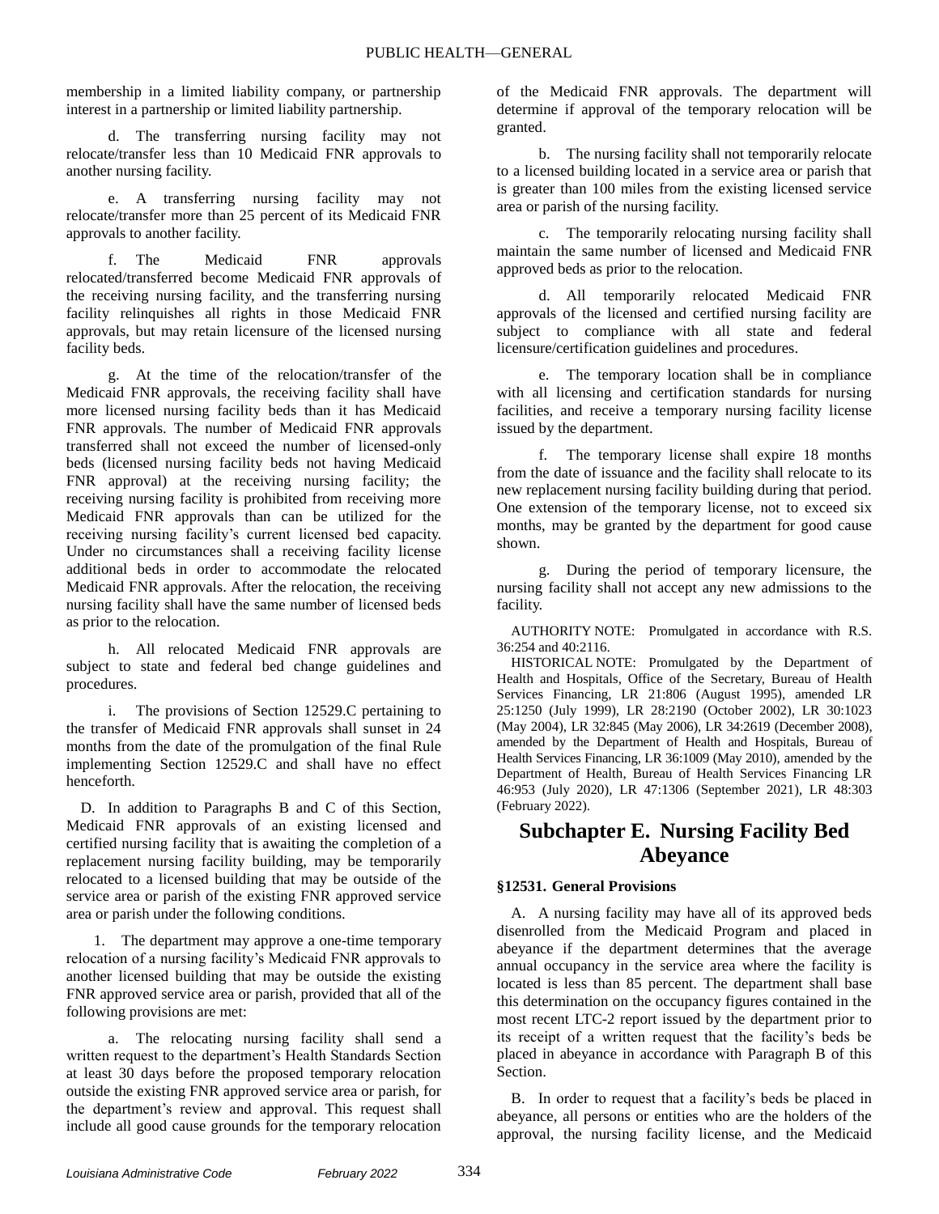membership in a limited liability company, or partnership interest in a partnership or limited liability partnership.

d. The transferring nursing facility may not relocate/transfer less than 10 Medicaid FNR approvals to another nursing facility.

e. A transferring nursing facility may not relocate/transfer more than 25 percent of its Medicaid FNR approvals to another facility.

f. The Medicaid FNR approvals relocated/transferred become Medicaid FNR approvals of the receiving nursing facility, and the transferring nursing facility relinquishes all rights in those Medicaid FNR approvals, but may retain licensure of the licensed nursing facility beds.

g. At the time of the relocation/transfer of the Medicaid FNR approvals, the receiving facility shall have more licensed nursing facility beds than it has Medicaid FNR approvals. The number of Medicaid FNR approvals transferred shall not exceed the number of licensed-only beds (licensed nursing facility beds not having Medicaid FNR approval) at the receiving nursing facility; the receiving nursing facility is prohibited from receiving more Medicaid FNR approvals than can be utilized for the receiving nursing facility's current licensed bed capacity. Under no circumstances shall a receiving facility license additional beds in order to accommodate the relocated Medicaid FNR approvals. After the relocation, the receiving nursing facility shall have the same number of licensed beds as prior to the relocation.

h. All relocated Medicaid FNR approvals are subject to state and federal bed change guidelines and procedures.

i. The provisions of Section 12529.C pertaining to the transfer of Medicaid FNR approvals shall sunset in 24 months from the date of the promulgation of the final Rule implementing Section 12529.C and shall have no effect henceforth.

D. In addition to Paragraphs B and C of this Section, Medicaid FNR approvals of an existing licensed and certified nursing facility that is awaiting the completion of a replacement nursing facility building, may be temporarily relocated to a licensed building that may be outside of the service area or parish of the existing FNR approved service area or parish under the following conditions.

1. The department may approve a one-time temporary relocation of a nursing facility's Medicaid FNR approvals to another licensed building that may be outside the existing FNR approved service area or parish, provided that all of the following provisions are met:

a. The relocating nursing facility shall send a written request to the department's Health Standards Section at least 30 days before the proposed temporary relocation outside the existing FNR approved service area or parish, for the department's review and approval. This request shall include all good cause grounds for the temporary relocation of the Medicaid FNR approvals. The department will determine if approval of the temporary relocation will be granted.

b. The nursing facility shall not temporarily relocate to a licensed building located in a service area or parish that is greater than 100 miles from the existing licensed service area or parish of the nursing facility.

c. The temporarily relocating nursing facility shall maintain the same number of licensed and Medicaid FNR approved beds as prior to the relocation.

d. All temporarily relocated Medicaid FNR approvals of the licensed and certified nursing facility are subject to compliance with all state and federal licensure/certification guidelines and procedures.

e. The temporary location shall be in compliance with all licensing and certification standards for nursing facilities, and receive a temporary nursing facility license issued by the department.

f. The temporary license shall expire 18 months from the date of issuance and the facility shall relocate to its new replacement nursing facility building during that period. One extension of the temporary license, not to exceed six months, may be granted by the department for good cause shown.

g. During the period of temporary licensure, the nursing facility shall not accept any new admissions to the facility.

AUTHORITY NOTE: Promulgated in accordance with R.S. 36:254 and 40:2116.

HISTORICAL NOTE: Promulgated by the Department of Health and Hospitals, Office of the Secretary, Bureau of Health Services Financing, LR 21:806 (August 1995), amended LR 25:1250 (July 1999), LR 28:2190 (October 2002), LR 30:1023 (May 2004), LR 32:845 (May 2006), LR 34:2619 (December 2008), amended by the Department of Health and Hospitals, Bureau of Health Services Financing, LR 36:1009 (May 2010), amended by the Department of Health, Bureau of Health Services Financing LR 46:953 (July 2020), LR 47:1306 (September 2021), LR 48:303 (February 2022).

## Subchapter E. Nursing Facility Bed Abeyance

### §12531. General Provisions

A. A nursing facility may have all of its approved beds disenrolled from the Medicaid Program and placed in abeyance if the department determines that the average annual occupancy in the service area where the facility is located is less than 85 percent. The department shall base this determination on the occupancy figures contained in the most recent LTC-2 report issued by the department prior to its receipt of a written request that the facility's beds be placed in abeyance in accordance with Paragraph B of this Section.

B. In order to request that a facility's beds be placed in abeyance, all persons or entities who are the holders of the approval, the nursing facility license, and the Medicaid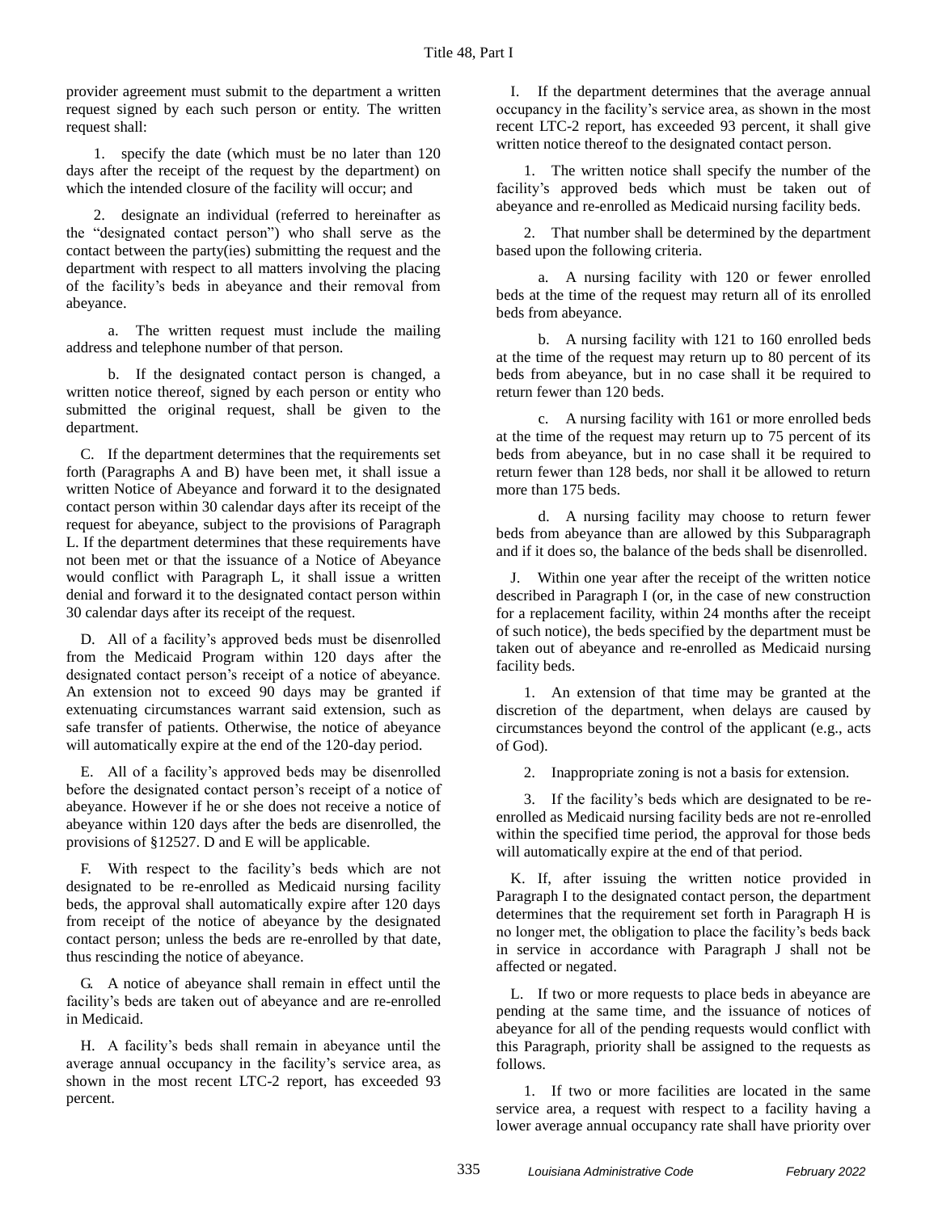provider agreement must submit to the department a written request signed by each such person or entity. The written request shall:

1. specify the date (which must be no later than 120 days after the receipt of the request by the department) on which the intended closure of the facility will occur; and

2. designate an individual (referred to hereinafter as the "designated contact person") who shall serve as the contact between the party(ies) submitting the request and the department with respect to all matters involving the placing of the facility's beds in abeyance and their removal from abeyance.

a. The written request must include the mailing address and telephone number of that person.

b. If the designated contact person is changed, a written notice thereof, signed by each person or entity who submitted the original request, shall be given to the department.

C. If the department determines that the requirements set forth (Paragraphs A and B) have been met, it shall issue a written Notice of Abeyance and forward it to the designated contact person within 30 calendar days after its receipt of the request for abeyance, subject to the provisions of Paragraph L. If the department determines that these requirements have not been met or that the issuance of a Notice of Abeyance would conflict with Paragraph L, it shall issue a written denial and forward it to the designated contact person within 30 calendar days after its receipt of the request.

D. All of a facility's approved beds must be disenrolled from the Medicaid Program within 120 days after the designated contact person's receipt of a notice of abeyance. An extension not to exceed 90 days may be granted if extenuating circumstances warrant said extension, such as safe transfer of patients. Otherwise, the notice of abeyance will automatically expire at the end of the 120-day period.

E. All of a facility's approved beds may be disenrolled before the designated contact person's receipt of a notice of abeyance. However if he or she does not receive a notice of abeyance within 120 days after the beds are disenrolled, the provisions of §12527. D and E will be applicable.

F. With respect to the facility's beds which are not designated to be re-enrolled as Medicaid nursing facility beds, the approval shall automatically expire after 120 days from receipt of the notice of abeyance by the designated contact person; unless the beds are re-enrolled by that date, thus rescinding the notice of abeyance.

G. A notice of abeyance shall remain in effect until the facility's beds are taken out of abeyance and are re-enrolled in Medicaid.

H. A facility's beds shall remain in abeyance until the average annual occupancy in the facility's service area, as shown in the most recent LTC-2 report, has exceeded 93 percent.

I. If the department determines that the average annual occupancy in the facility's service area, as shown in the most recent LTC-2 report, has exceeded 93 percent, it shall give written notice thereof to the designated contact person.

1. The written notice shall specify the number of the facility's approved beds which must be taken out of abeyance and re-enrolled as Medicaid nursing facility beds.

2. That number shall be determined by the department based upon the following criteria.

a. A nursing facility with 120 or fewer enrolled beds at the time of the request may return all of its enrolled beds from abeyance.

b. A nursing facility with 121 to 160 enrolled beds at the time of the request may return up to 80 percent of its beds from abeyance, but in no case shall it be required to return fewer than 120 beds.

c. A nursing facility with 161 or more enrolled beds at the time of the request may return up to 75 percent of its beds from abeyance, but in no case shall it be required to return fewer than 128 beds, nor shall it be allowed to return more than 175 beds.

d. A nursing facility may choose to return fewer beds from abeyance than are allowed by this Subparagraph and if it does so, the balance of the beds shall be disenrolled.

J. Within one year after the receipt of the written notice described in Paragraph I (or, in the case of new construction for a replacement facility, within 24 months after the receipt of such notice), the beds specified by the department must be taken out of abeyance and re-enrolled as Medicaid nursing facility beds.

1. An extension of that time may be granted at the discretion of the department, when delays are caused by circumstances beyond the control of the applicant (e.g., acts of God).

2. Inappropriate zoning is not a basis for extension.

3. If the facility's beds which are designated to be re-enrolled as Medicaid nursing facility beds are not re-enrolled within the specified time period, the approval for those beds will automatically expire at the end of that period.

K. If, after issuing the written notice provided in Paragraph I to the designated contact person, the department determines that the requirement set forth in Paragraph H is no longer met, the obligation to place the facility's beds back in service in accordance with Paragraph J shall not be affected or negated.

L. If two or more requests to place beds in abeyance are pending at the same time, and the issuance of notices of abeyance for all of the pending requests would conflict with this Paragraph, priority shall be assigned to the requests as follows.

1. If two or more facilities are located in the same service area, a request with respect to a facility having a lower average annual occupancy rate shall have priority over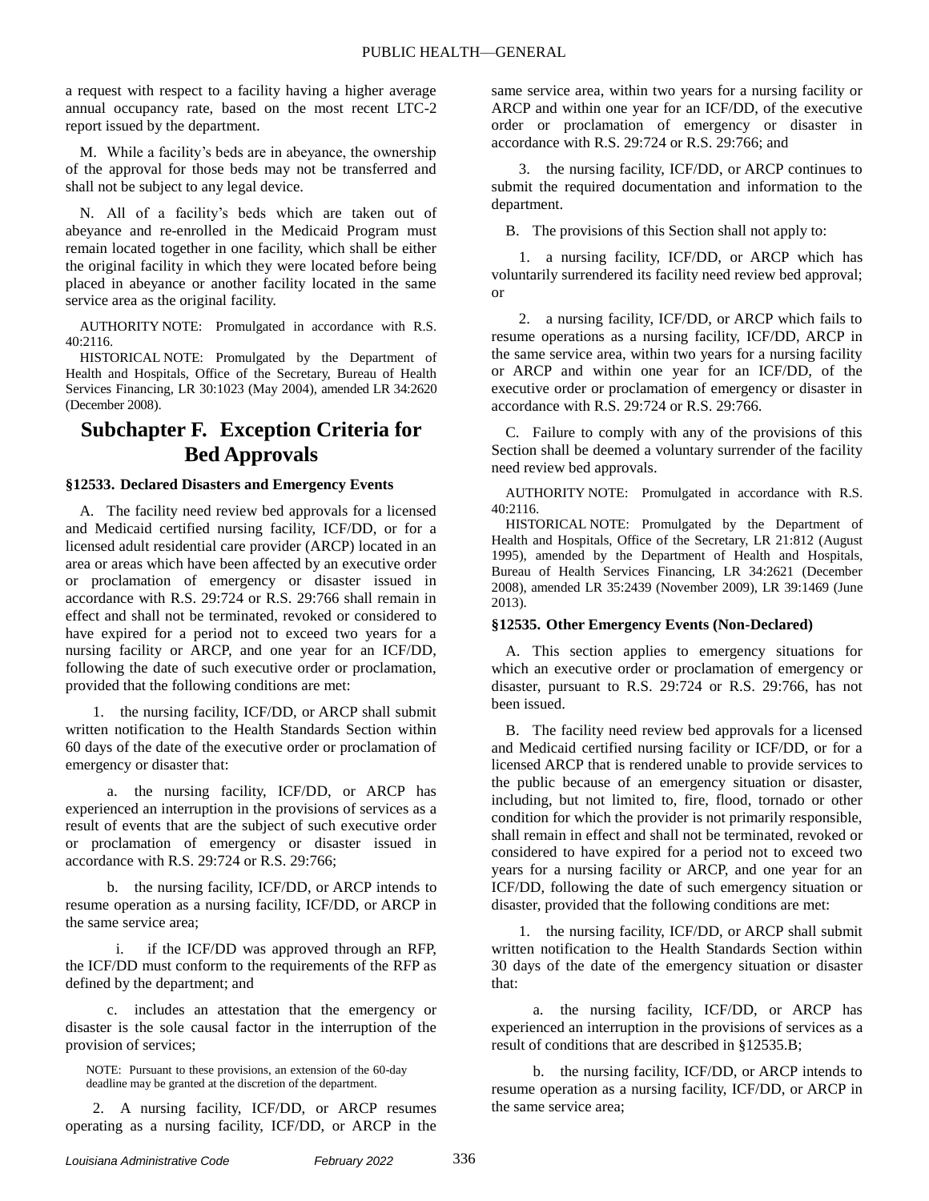a request with respect to a facility having a higher average annual occupancy rate, based on the most recent LTC-2 report issued by the department.

M. While a facility's beds are in abeyance, the ownership of the approval for those beds may not be transferred and shall not be subject to any legal device.

N. All of a facility's beds which are taken out of abeyance and re-enrolled in the Medicaid Program must remain located together in one facility, which shall be either the original facility in which they were located before being placed in abeyance or another facility located in the same service area as the original facility.

AUTHORITY NOTE: Promulgated in accordance with R.S. 40:2116.

HISTORICAL NOTE: Promulgated by the Department of Health and Hospitals, Office of the Secretary, Bureau of Health Services Financing, LR 30:1023 (May 2004), amended LR 34:2620 (December 2008).

## Subchapter F. Exception Criteria for Bed Approvals

### §12533. Declared Disasters and Emergency Events

A. The facility need review bed approvals for a licensed and Medicaid certified nursing facility, ICF/DD, or for a licensed adult residential care provider (ARCP) located in an area or areas which have been affected by an executive order or proclamation of emergency or disaster issued in accordance with R.S. 29:724 or R.S. 29:766 shall remain in effect and shall not be terminated, revoked or considered to have expired for a period not to exceed two years for a nursing facility or ARCP, and one year for an ICF/DD, following the date of such executive order or proclamation, provided that the following conditions are met:

1. the nursing facility, ICF/DD, or ARCP shall submit written notification to the Health Standards Section within 60 days of the date of the executive order or proclamation of emergency or disaster that:

a. the nursing facility, ICF/DD, or ARCP has experienced an interruption in the provisions of services as a result of events that are the subject of such executive order or proclamation of emergency or disaster issued in accordance with R.S. 29:724 or R.S. 29:766;

b. the nursing facility, ICF/DD, or ARCP intends to resume operation as a nursing facility, ICF/DD, or ARCP in the same service area;

i. if the ICF/DD was approved through an RFP, the ICF/DD must conform to the requirements of the RFP as defined by the department; and

c. includes an attestation that the emergency or disaster is the sole causal factor in the interruption of the provision of services;

NOTE: Pursuant to these provisions, an extension of the 60-day deadline may be granted at the discretion of the department.

2. A nursing facility, ICF/DD, or ARCP resumes operating as a nursing facility, ICF/DD, or ARCP in the same service area, within two years for a nursing facility or ARCP and within one year for an ICF/DD, of the executive order or proclamation of emergency or disaster in accordance with R.S. 29:724 or R.S. 29:766; and

3. the nursing facility, ICF/DD, or ARCP continues to submit the required documentation and information to the department.

B. The provisions of this Section shall not apply to:

1. a nursing facility, ICF/DD, or ARCP which has voluntarily surrendered its facility need review bed approval; or

2. a nursing facility, ICF/DD, or ARCP which fails to resume operations as a nursing facility, ICF/DD, ARCP in the same service area, within two years for a nursing facility or ARCP and within one year for an ICF/DD, of the executive order or proclamation of emergency or disaster in accordance with R.S. 29:724 or R.S. 29:766.

C. Failure to comply with any of the provisions of this Section shall be deemed a voluntary surrender of the facility need review bed approvals.

AUTHORITY NOTE: Promulgated in accordance with R.S. 40:2116.

HISTORICAL NOTE: Promulgated by the Department of Health and Hospitals, Office of the Secretary, LR 21:812 (August 1995), amended by the Department of Health and Hospitals, Bureau of Health Services Financing, LR 34:2621 (December 2008), amended LR 35:2439 (November 2009), LR 39:1469 (June 2013).

### §12535. Other Emergency Events (Non-Declared)

A. This section applies to emergency situations for which an executive order or proclamation of emergency or disaster, pursuant to R.S. 29:724 or R.S. 29:766, has not been issued.

B. The facility need review bed approvals for a licensed and Medicaid certified nursing facility or ICF/DD, or for a licensed ARCP that is rendered unable to provide services to the public because of an emergency situation or disaster, including, but not limited to, fire, flood, tornado or other condition for which the provider is not primarily responsible, shall remain in effect and shall not be terminated, revoked or considered to have expired for a period not to exceed two years for a nursing facility or ARCP, and one year for an ICF/DD, following the date of such emergency situation or disaster, provided that the following conditions are met:

1. the nursing facility, ICF/DD, or ARCP shall submit written notification to the Health Standards Section within 30 days of the date of the emergency situation or disaster that:

a. the nursing facility, ICF/DD, or ARCP has experienced an interruption in the provisions of services as a result of conditions that are described in §12535.B;

b. the nursing facility, ICF/DD, or ARCP intends to resume operation as a nursing facility, ICF/DD, or ARCP in the same service area;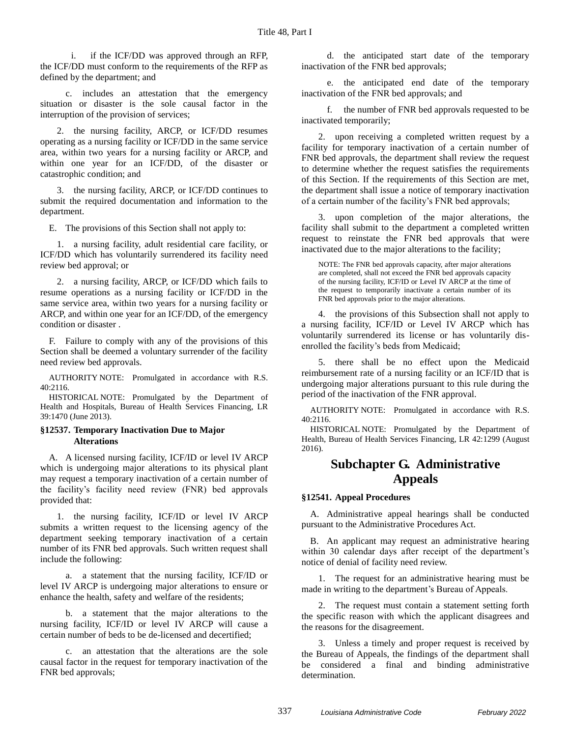i. if the ICF/DD was approved through an RFP, the ICF/DD must conform to the requirements of the RFP as defined by the department; and

c. includes an attestation that the emergency situation or disaster is the sole causal factor in the interruption of the provision of services;

2. the nursing facility, ARCP, or ICF/DD resumes operating as a nursing facility or ICF/DD in the same service area, within two years for a nursing facility or ARCP, and within one year for an ICF/DD, of the disaster or catastrophic condition; and

3. the nursing facility, ARCP, or ICF/DD continues to submit the required documentation and information to the department.

E. The provisions of this Section shall not apply to:

1. a nursing facility, adult residential care facility, or ICF/DD which has voluntarily surrendered its facility need review bed approval; or

2. a nursing facility, ARCP, or ICF/DD which fails to resume operations as a nursing facility or ICF/DD in the same service area, within two years for a nursing facility or ARCP, and within one year for an ICF/DD, of the emergency condition or disaster .

F. Failure to comply with any of the provisions of this Section shall be deemed a voluntary surrender of the facility need review bed approvals.

AUTHORITY NOTE: Promulgated in accordance with R.S. 40:2116.

HISTORICAL NOTE: Promulgated by the Department of Health and Hospitals, Bureau of Health Services Financing, LR 39:1470 (June 2013).

#### §12537. Temporary Inactivation Due to Major Alterations

A. A licensed nursing facility, ICF/ID or level IV ARCP which is undergoing major alterations to its physical plant may request a temporary inactivation of a certain number of the facility's facility need review (FNR) bed approvals provided that:

1. the nursing facility, ICF/ID or level IV ARCP submits a written request to the licensing agency of the department seeking temporary inactivation of a certain number of its FNR bed approvals. Such written request shall include the following:

a. a statement that the nursing facility, ICF/ID or level IV ARCP is undergoing major alterations to ensure or enhance the health, safety and welfare of the residents;

b. a statement that the major alterations to the nursing facility, ICF/ID or level IV ARCP will cause a certain number of beds to be de-licensed and decertified;

c. an attestation that the alterations are the sole causal factor in the request for temporary inactivation of the FNR bed approvals;

d. the anticipated start date of the temporary inactivation of the FNR bed approvals;

e. the anticipated end date of the temporary inactivation of the FNR bed approvals; and

f. the number of FNR bed approvals requested to be inactivated temporarily;

2. upon receiving a completed written request by a facility for temporary inactivation of a certain number of FNR bed approvals, the department shall review the request to determine whether the request satisfies the requirements of this Section. If the requirements of this Section are met, the department shall issue a notice of temporary inactivation of a certain number of the facility's FNR bed approvals;

3. upon completion of the major alterations, the facility shall submit to the department a completed written request to reinstate the FNR bed approvals that were inactivated due to the major alterations to the facility;

NOTE: The FNR bed approvals capacity, after major alterations are completed, shall not exceed the FNR bed approvals capacity of the nursing facility, ICF/ID or Level IV ARCP at the time of the request to temporarily inactivate a certain number of its FNR bed approvals prior to the major alterations.

4. the provisions of this Subsection shall not apply to a nursing facility, ICF/ID or Level IV ARCP which has voluntarily surrendered its license or has voluntarily dis-enrolled the facility's beds from Medicaid;

5. there shall be no effect upon the Medicaid reimbursement rate of a nursing facility or an ICF/ID that is undergoing major alterations pursuant to this rule during the period of the inactivation of the FNR approval.

AUTHORITY NOTE: Promulgated in accordance with R.S. 40:2116.

HISTORICAL NOTE: Promulgated by the Department of Health, Bureau of Health Services Financing, LR 42:1299 (August 2016).

## Subchapter G. Administrative Appeals

#### §12541. Appeal Procedures

A. Administrative appeal hearings shall be conducted pursuant to the Administrative Procedures Act.

B. An applicant may request an administrative hearing within 30 calendar days after receipt of the department's notice of denial of facility need review.

1. The request for an administrative hearing must be made in writing to the department's Bureau of Appeals.

2. The request must contain a statement setting forth the specific reason with which the applicant disagrees and the reasons for the disagreement.

3. Unless a timely and proper request is received by the Bureau of Appeals, the findings of the department shall be considered a final and binding administrative determination.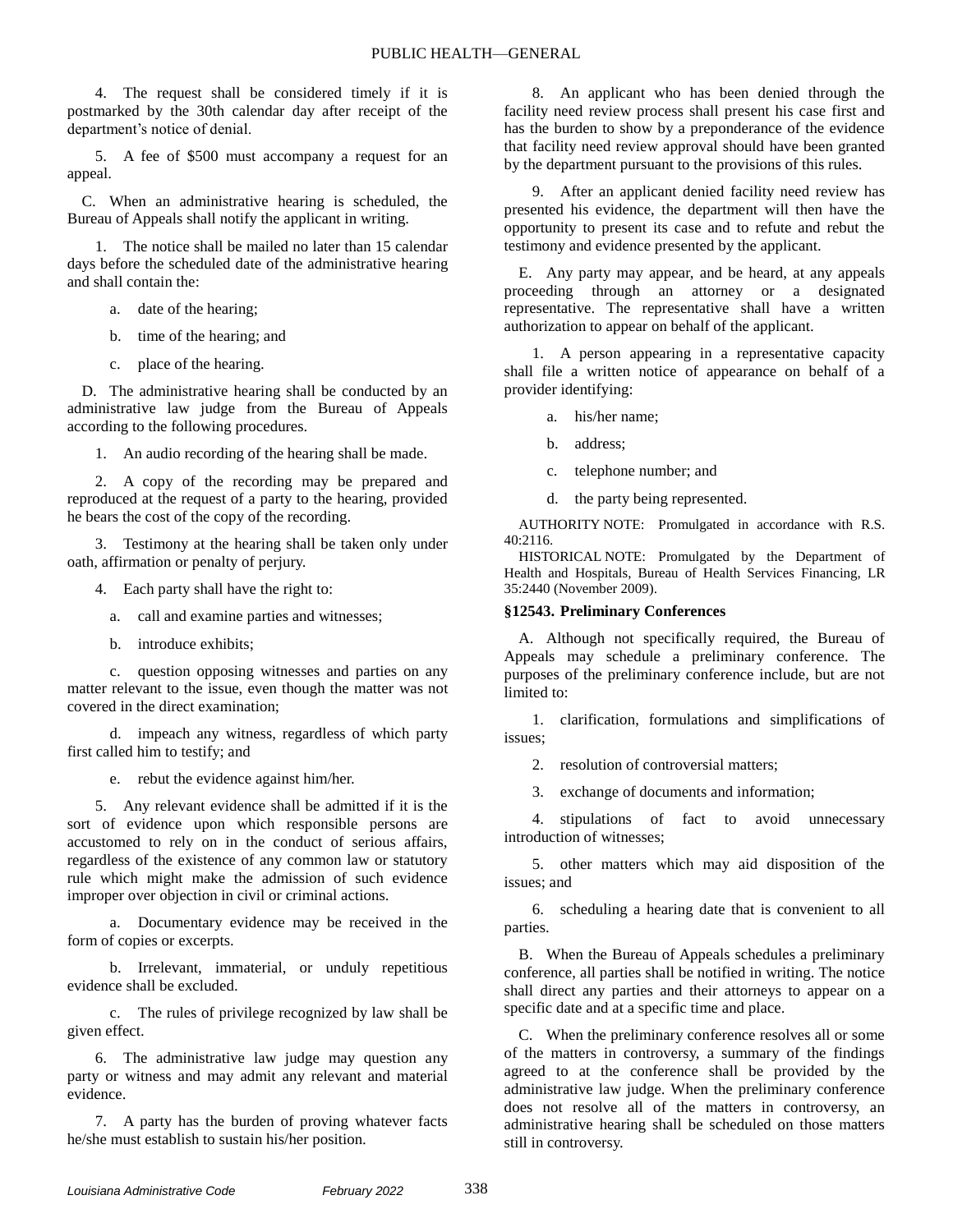4. The request shall be considered timely if it is postmarked by the 30th calendar day after receipt of the department's notice of denial.

5. A fee of $500 must accompany a request for an appeal.

C. When an administrative hearing is scheduled, the Bureau of Appeals shall notify the applicant in writing.

1. The notice shall be mailed no later than 15 calendar days before the scheduled date of the administrative hearing and shall contain the:

a. date of the hearing;

b. time of the hearing; and

c. place of the hearing.

D. The administrative hearing shall be conducted by an administrative law judge from the Bureau of Appeals according to the following procedures.

1. An audio recording of the hearing shall be made.

2. A copy of the recording may be prepared and reproduced at the request of a party to the hearing, provided he bears the cost of the copy of the recording.

3. Testimony at the hearing shall be taken only under oath, affirmation or penalty of perjury.

4. Each party shall have the right to:

a. call and examine parties and witnesses;

b. introduce exhibits;

c. question opposing witnesses and parties on any matter relevant to the issue, even though the matter was not covered in the direct examination;

d. impeach any witness, regardless of which party first called him to testify; and

e. rebut the evidence against him/her.

5. Any relevant evidence shall be admitted if it is the sort of evidence upon which responsible persons are accustomed to rely on in the conduct of serious affairs, regardless of the existence of any common law or statutory rule which might make the admission of such evidence improper over objection in civil or criminal actions.

a. Documentary evidence may be received in the form of copies or excerpts.

b. Irrelevant, immaterial, or unduly repetitious evidence shall be excluded.

c. The rules of privilege recognized by law shall be given effect.

6. The administrative law judge may question any party or witness and may admit any relevant and material evidence.

7. A party has the burden of proving whatever facts he/she must establish to sustain his/her position.

8. An applicant who has been denied through the facility need review process shall present his case first and has the burden to show by a preponderance of the evidence that facility need review approval should have been granted by the department pursuant to the provisions of this rules.

9. After an applicant denied facility need review has presented his evidence, the department will then have the opportunity to present its case and to refute and rebut the testimony and evidence presented by the applicant.

E. Any party may appear, and be heard, at any appeals proceeding through an attorney or a designated representative. The representative shall have a written authorization to appear on behalf of the applicant.

1. A person appearing in a representative capacity shall file a written notice of appearance on behalf of a provider identifying:

a. his/her name;

b. address;

c. telephone number; and

d. the party being represented.

AUTHORITY NOTE: Promulgated in accordance with R.S. 40:2116.

HISTORICAL NOTE: Promulgated by the Department of Health and Hospitals, Bureau of Health Services Financing, LR 35:2440 (November 2009).

### §12543. Preliminary Conferences

A. Although not specifically required, the Bureau of Appeals may schedule a preliminary conference. The purposes of the preliminary conference include, but are not limited to:

1. clarification, formulations and simplifications of issues;

2. resolution of controversial matters;

3. exchange of documents and information;

4. stipulations of fact to avoid unnecessary introduction of witnesses;

5. other matters which may aid disposition of the issues; and

6. scheduling a hearing date that is convenient to all parties.

B. When the Bureau of Appeals schedules a preliminary conference, all parties shall be notified in writing. The notice shall direct any parties and their attorneys to appear on a specific date and at a specific time and place.

C. When the preliminary conference resolves all or some of the matters in controversy, a summary of the findings agreed to at the conference shall be provided by the administrative law judge. When the preliminary conference does not resolve all of the matters in controversy, an administrative hearing shall be scheduled on those matters still in controversy.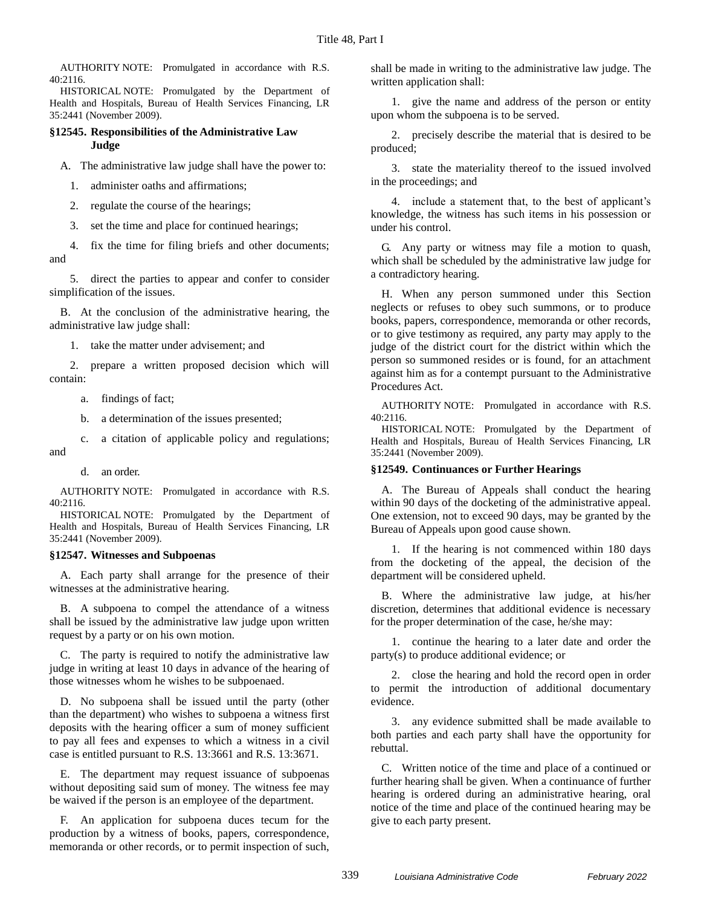AUTHORITY NOTE: Promulgated in accordance with R.S. 40:2116.

HISTORICAL NOTE: Promulgated by the Department of Health and Hospitals, Bureau of Health Services Financing, LR 35:2441 (November 2009).

### §12545. Responsibilities of the Administrative Law Judge

A. The administrative law judge shall have the power to:

1. administer oaths and affirmations;

2. regulate the course of the hearings;

3. set the time and place for continued hearings;

4. fix the time for filing briefs and other documents; and

5. direct the parties to appear and confer to consider simplification of the issues.

B. At the conclusion of the administrative hearing, the administrative law judge shall:

1. take the matter under advisement; and

2. prepare a written proposed decision which will contain:

a. findings of fact;

b. a determination of the issues presented;

c. a citation of applicable policy and regulations; and

d. an order.

AUTHORITY NOTE: Promulgated in accordance with R.S. 40:2116.

HISTORICAL NOTE: Promulgated by the Department of Health and Hospitals, Bureau of Health Services Financing, LR 35:2441 (November 2009).

### §12547. Witnesses and Subpoenas

A. Each party shall arrange for the presence of their witnesses at the administrative hearing.

B. A subpoena to compel the attendance of a witness shall be issued by the administrative law judge upon written request by a party or on his own motion.

C. The party is required to notify the administrative law judge in writing at least 10 days in advance of the hearing of those witnesses whom he wishes to be subpoenaed.

D. No subpoena shall be issued until the party (other than the department) who wishes to subpoena a witness first deposits with the hearing officer a sum of money sufficient to pay all fees and expenses to which a witness in a civil case is entitled pursuant to R.S. 13:3661 and R.S. 13:3671.

E. The department may request issuance of subpoenas without depositing said sum of money. The witness fee may be waived if the person is an employee of the department.

F. An application for subpoena duces tecum for the production by a witness of books, papers, correspondence, memoranda or other records, or to permit inspection of such, shall be made in writing to the administrative law judge. The written application shall:

1. give the name and address of the person or entity upon whom the subpoena is to be served.

2. precisely describe the material that is desired to be produced;

3. state the materiality thereof to the issued involved in the proceedings; and

4. include a statement that, to the best of applicant's knowledge, the witness has such items in his possession or under his control.

G. Any party or witness may file a motion to quash, which shall be scheduled by the administrative law judge for a contradictory hearing.

H. When any person summoned under this Section neglects or refuses to obey such summons, or to produce books, papers, correspondence, memoranda or other records, or to give testimony as required, any party may apply to the judge of the district court for the district within which the person so summoned resides or is found, for an attachment against him as for a contempt pursuant to the Administrative Procedures Act.

AUTHORITY NOTE: Promulgated in accordance with R.S. 40:2116.

HISTORICAL NOTE: Promulgated by the Department of Health and Hospitals, Bureau of Health Services Financing, LR 35:2441 (November 2009).

### §12549. Continuances or Further Hearings

A. The Bureau of Appeals shall conduct the hearing within 90 days of the docketing of the administrative appeal. One extension, not to exceed 90 days, may be granted by the Bureau of Appeals upon good cause shown.

1. If the hearing is not commenced within 180 days from the docketing of the appeal, the decision of the department will be considered upheld.

B. Where the administrative law judge, at his/her discretion, determines that additional evidence is necessary for the proper determination of the case, he/she may:

1. continue the hearing to a later date and order the party(s) to produce additional evidence; or

2. close the hearing and hold the record open in order to permit the introduction of additional documentary evidence.

3. any evidence submitted shall be made available to both parties and each party shall have the opportunity for rebuttal.

C. Written notice of the time and place of a continued or further hearing shall be given. When a continuance of further hearing is ordered during an administrative hearing, oral notice of the time and place of the continued hearing may be give to each party present.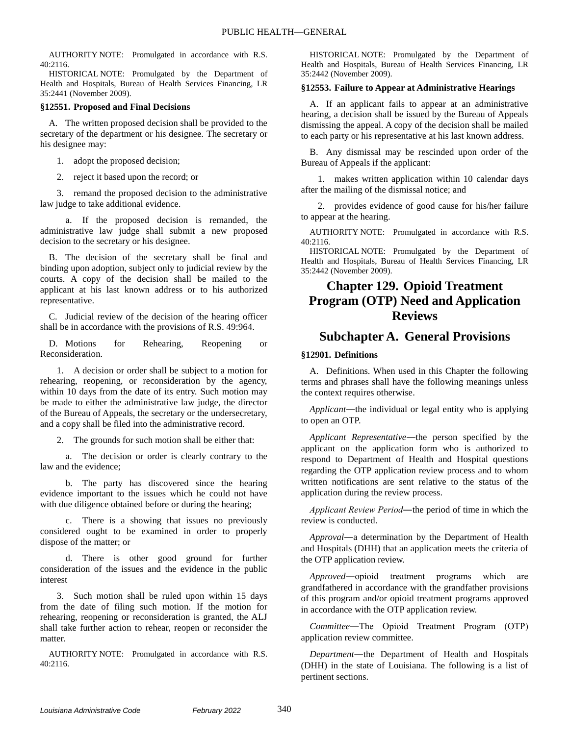AUTHORITY NOTE: Promulgated in accordance with R.S. 40:2116.

HISTORICAL NOTE: Promulgated by the Department of Health and Hospitals, Bureau of Health Services Financing, LR 35:2441 (November 2009).

### §12551. Proposed and Final Decisions

A. The written proposed decision shall be provided to the secretary of the department or his designee. The secretary or his designee may:

1. adopt the proposed decision;

2. reject it based upon the record; or

3. remand the proposed decision to the administrative law judge to take additional evidence.

a. If the proposed decision is remanded, the administrative law judge shall submit a new proposed decision to the secretary or his designee.

B. The decision of the secretary shall be final and binding upon adoption, subject only to judicial review by the courts. A copy of the decision shall be mailed to the applicant at his last known address or to his authorized representative.

C. Judicial review of the decision of the hearing officer shall be in accordance with the provisions of R.S. 49:964.

D. Motions for Rehearing, Reopening or Reconsideration.

1. A decision or order shall be subject to a motion for rehearing, reopening, or reconsideration by the agency, within 10 days from the date of its entry. Such motion may be made to either the administrative law judge, the director of the Bureau of Appeals, the secretary or the undersecretary, and a copy shall be filed into the administrative record.

2. The grounds for such motion shall be either that:

a. The decision or order is clearly contrary to the law and the evidence;

b. The party has discovered since the hearing evidence important to the issues which he could not have with due diligence obtained before or during the hearing;

c. There is a showing that issues no previously considered ought to be examined in order to properly dispose of the matter; or

d. There is other good ground for further consideration of the issues and the evidence in the public interest

3. Such motion shall be ruled upon within 15 days from the date of filing such motion. If the motion for rehearing, reopening or reconsideration is granted, the ALJ shall take further action to rehear, reopen or reconsider the matter.

AUTHORITY NOTE: Promulgated in accordance with R.S. 40:2116.

HISTORICAL NOTE: Promulgated by the Department of Health and Hospitals, Bureau of Health Services Financing, LR 35:2442 (November 2009).

### §12553. Failure to Appear at Administrative Hearings

A. If an applicant fails to appear at an administrative hearing, a decision shall be issued by the Bureau of Appeals dismissing the appeal. A copy of the decision shall be mailed to each party or his representative at his last known address.

B. Any dismissal may be rescinded upon order of the Bureau of Appeals if the applicant:

1. makes written application within 10 calendar days after the mailing of the dismissal notice; and

2. provides evidence of good cause for his/her failure to appear at the hearing.

AUTHORITY NOTE: Promulgated in accordance with R.S. 40:2116.

HISTORICAL NOTE: Promulgated by the Department of Health and Hospitals, Bureau of Health Services Financing, LR 35:2442 (November 2009).

# Chapter 129. Opioid Treatment Program (OTP) Need and Application Reviews

## Subchapter A. General Provisions

### §12901. Definitions

A. Definitions. When used in this Chapter the following terms and phrases shall have the following meanings unless the context requires otherwise.

*Applicant*―the individual or legal entity who is applying to open an OTP.

*Applicant Representative*―the person specified by the applicant on the application form who is authorized to respond to Department of Health and Hospital questions regarding the OTP application review process and to whom written notifications are sent relative to the status of the application during the review process.

*Applicant Review Period*―the period of time in which the review is conducted.

*Approval*―a determination by the Department of Health and Hospitals (DHH) that an application meets the criteria of the OTP application review.

*Approved*―opioid treatment programs which are grandfathered in accordance with the grandfather provisions of this program and/or opioid treatment programs approved in accordance with the OTP application review.

*Committee*―The Opioid Treatment Program (OTP) application review committee.

*Department*―the Department of Health and Hospitals (DHH) in the state of Louisiana. The following is a list of pertinent sections.